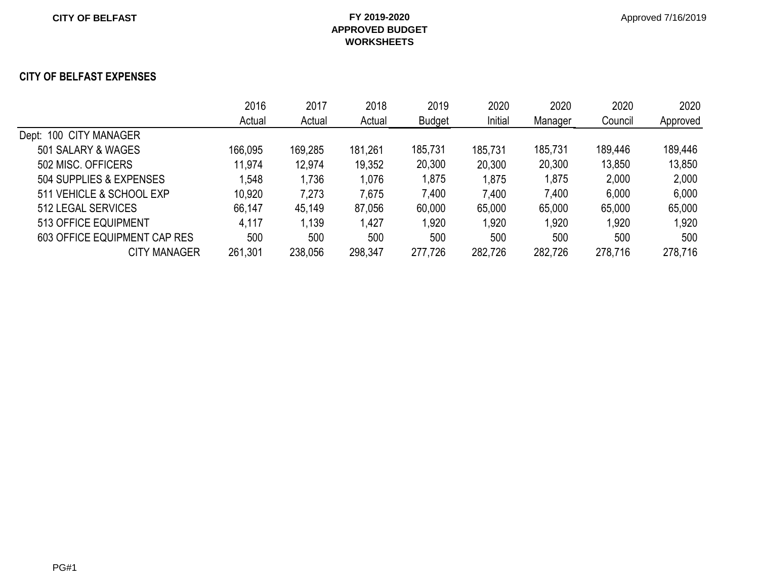**CITY OF BELFAST**

**FY 2019-2020**
**APPROVED BUDGET**
**WORKSHEETS**

Approved 7/16/2019

## CITY OF BELFAST EXPENSES

| | 2016 Actual | 2017 Actual | 2018 Actual | 2019 Budget | 2020 Initial | 2020 Manager | 2020 Council | 2020 Approved |
|---|---|---|---|---|---|---|---|---|
| Dept: 100 CITY MANAGER | | | | | | | | |
| 501 SALARY & WAGES | 166,095 | 169,285 | 181,261 | 185,731 | 185,731 | 185,731 | 189,446 | 189,446 |
| 502 MISC. OFFICERS | 11,974 | 12,974 | 19,352 | 20,300 | 20,300 | 20,300 | 13,850 | 13,850 |
| 504 SUPPLIES & EXPENSES | 1,548 | 1,736 | 1,076 | 1,875 | 1,875 | 1,875 | 2,000 | 2,000 |
| 511 VEHICLE & SCHOOL EXP | 10,920 | 7,273 | 7,675 | 7,400 | 7,400 | 7,400 | 6,000 | 6,000 |
| 512 LEGAL SERVICES | 66,147 | 45,149 | 87,056 | 60,000 | 65,000 | 65,000 | 65,000 | 65,000 |
| 513 OFFICE EQUIPMENT | 4,117 | 1,139 | 1,427 | 1,920 | 1,920 | 1,920 | 1,920 | 1,920 |
| 603 OFFICE EQUIPMENT CAP RES | 500 | 500 | 500 | 500 | 500 | 500 | 500 | 500 |
| CITY MANAGER | 261,301 | 238,056 | 298,347 | 277,726 | 282,726 | 282,726 | 278,716 | 278,716 |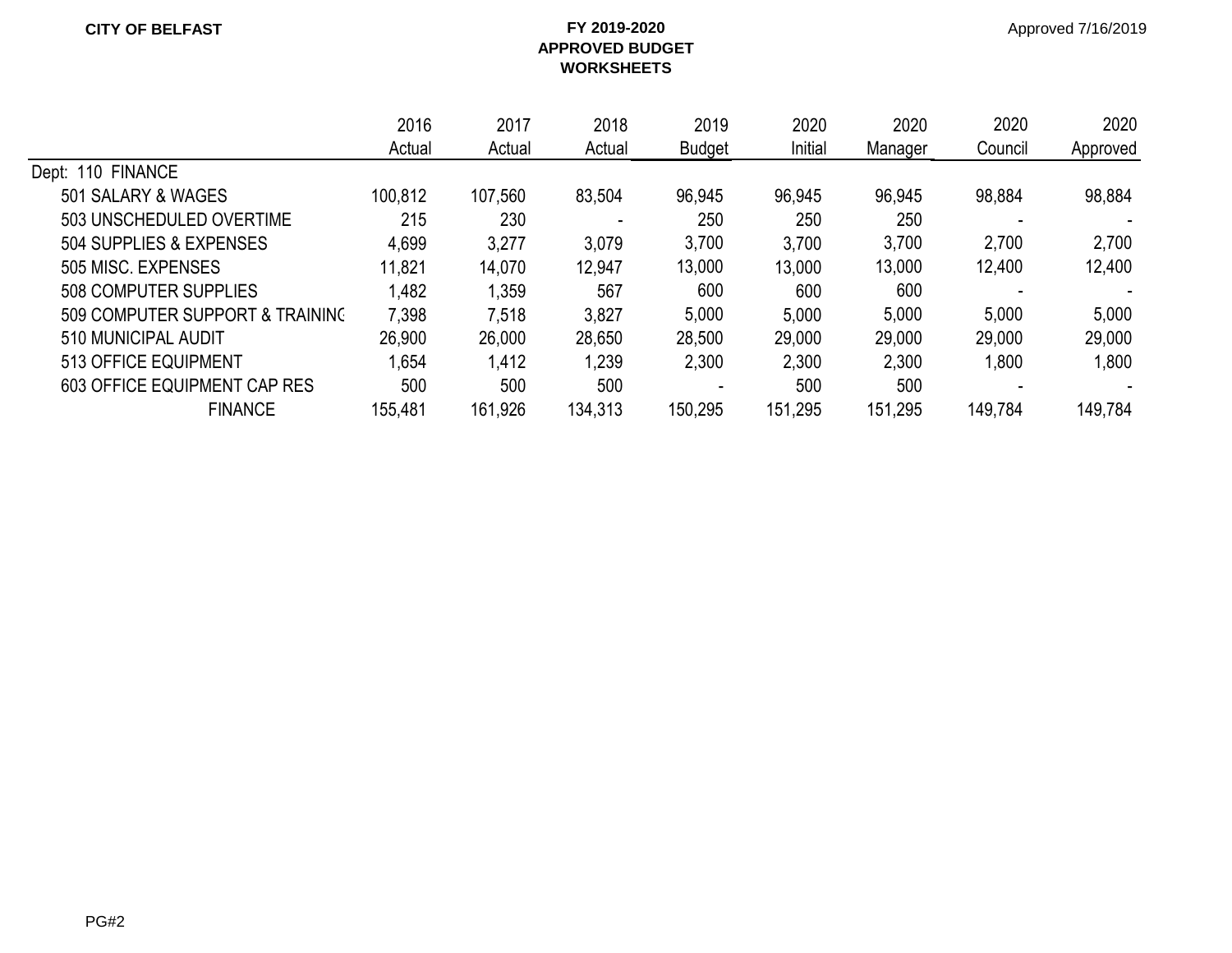**CITY OF BELFAST**

**FY 2019-2020**
**APPROVED BUDGET**
**WORKSHEETS**

Approved 7/16/2019

| | 2016 Actual | 2017 Actual | 2018 Actual | 2019 Budget | 2020 Initial | 2020 Manager | 2020 Council | 2020 Approved |
|---|---|---|---|---|---|---|---|---|
| Dept: 110 FINANCE | | | | | | | | |
| 501 SALARY & WAGES | 100,812 | 107,560 | 83,504 | 96,945 | 96,945 | 96,945 | 98,884 | 98,884 |
| 503 UNSCHEDULED OVERTIME | 215 | 230 | - | 250 | 250 | 250 | - | - |
| 504 SUPPLIES & EXPENSES | 4,699 | 3,277 | 3,079 | 3,700 | 3,700 | 3,700 | 2,700 | 2,700 |
| 505 MISC. EXPENSES | 11,821 | 14,070 | 12,947 | 13,000 | 13,000 | 13,000 | 12,400 | 12,400 |
| 508 COMPUTER SUPPLIES | 1,482 | 1,359 | 567 | 600 | 600 | 600 | - | - |
| 509 COMPUTER SUPPORT & TRAININC | 7,398 | 7,518 | 3,827 | 5,000 | 5,000 | 5,000 | 5,000 | 5,000 |
| 510 MUNICIPAL AUDIT | 26,900 | 26,000 | 28,650 | 28,500 | 29,000 | 29,000 | 29,000 | 29,000 |
| 513 OFFICE EQUIPMENT | 1,654 | 1,412 | 1,239 | 2,300 | 2,300 | 2,300 | 1,800 | 1,800 |
| 603 OFFICE EQUIPMENT CAP RES | 500 | 500 | 500 | - | 500 | 500 | - | - |
| FINANCE | 155,481 | 161,926 | 134,313 | 150,295 | 151,295 | 151,295 | 149,784 | 149,784 |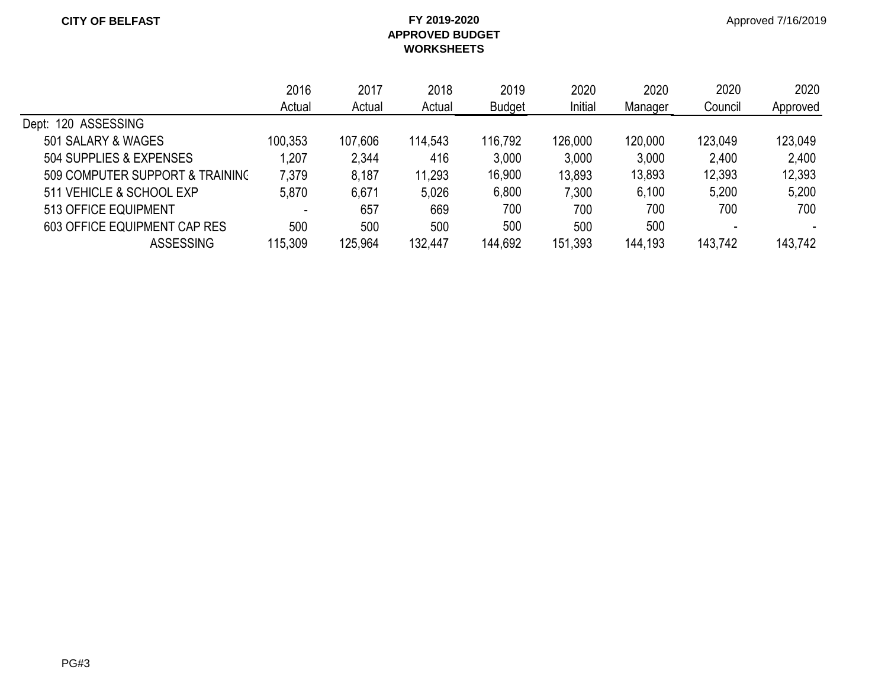**CITY OF BELFAST**

**FY 2019-2020**
**APPROVED BUDGET**
**WORKSHEETS**

Approved 7/16/2019

| | 2016 Actual | 2017 Actual | 2018 Actual | 2019 Budget | 2020 Initial | 2020 Manager | 2020 Council | 2020 Approved |
|---|---|---|---|---|---|---|---|---|
| Dept: 120 ASSESSING | | | | | | | | |
| 501 SALARY & WAGES | 100,353 | 107,606 | 114,543 | 116,792 | 126,000 | 120,000 | 123,049 | 123,049 |
| 504 SUPPLIES & EXPENSES | 1,207 | 2,344 | 416 | 3,000 | 3,000 | 3,000 | 2,400 | 2,400 |
| 509 COMPUTER SUPPORT & TRAINING | 7,379 | 8,187 | 11,293 | 16,900 | 13,893 | 13,893 | 12,393 | 12,393 |
| 511 VEHICLE & SCHOOL EXP | 5,870 | 6,671 | 5,026 | 6,800 | 7,300 | 6,100 | 5,200 | 5,200 |
| 513 OFFICE EQUIPMENT | - | 657 | 669 | 700 | 700 | 700 | 700 | 700 |
| 603 OFFICE EQUIPMENT CAP RES | 500 | 500 | 500 | 500 | 500 | 500 | - | - |
| ASSESSING | 115,309 | 125,964 | 132,447 | 144,692 | 151,393 | 144,193 | 143,742 | 143,742 |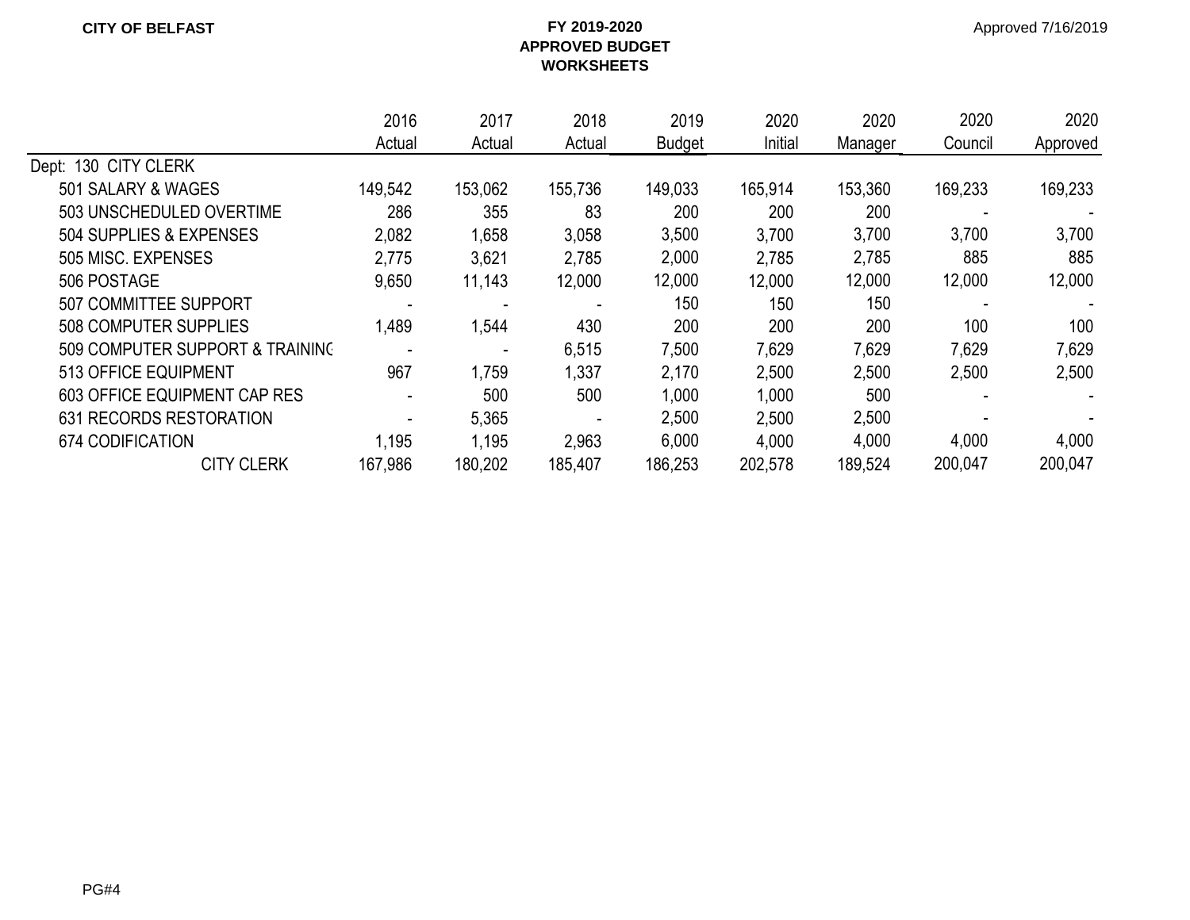**CITY OF BELFAST**

**FY 2019-2020**
**APPROVED BUDGET**
**WORKSHEETS**

Approved 7/16/2019

| | 2016 Actual | 2017 Actual | 2018 Actual | 2019 Budget | 2020 Initial | 2020 Manager | 2020 Council | 2020 Approved |
|---|---|---|---|---|---|---|---|---|
| Dept: 130 CITY CLERK | | | | | | | | |
| 501 SALARY & WAGES | 149,542 | 153,062 | 155,736 | 149,033 | 165,914 | 153,360 | 169,233 | 169,233 |
| 503 UNSCHEDULED OVERTIME | 286 | 355 | 83 | 200 | 200 | 200 | - | - |
| 504 SUPPLIES & EXPENSES | 2,082 | 1,658 | 3,058 | 3,500 | 3,700 | 3,700 | 3,700 | 3,700 |
| 505 MISC. EXPENSES | 2,775 | 3,621 | 2,785 | 2,000 | 2,785 | 2,785 | 885 | 885 |
| 506 POSTAGE | 9,650 | 11,143 | 12,000 | 12,000 | 12,000 | 12,000 | 12,000 | 12,000 |
| 507 COMMITTEE SUPPORT | - | - | - | 150 | 150 | 150 | - | - |
| 508 COMPUTER SUPPLIES | 1,489 | 1,544 | 430 | 200 | 200 | 200 | 100 | 100 |
| 509 COMPUTER SUPPORT & TRAINING | - | - | 6,515 | 7,500 | 7,629 | 7,629 | 7,629 | 7,629 |
| 513 OFFICE EQUIPMENT | 967 | 1,759 | 1,337 | 2,170 | 2,500 | 2,500 | 2,500 | 2,500 |
| 603 OFFICE EQUIPMENT CAP RES | - | 500 | 500 | 1,000 | 1,000 | 500 | - | - |
| 631 RECORDS RESTORATION | - | 5,365 | - | 2,500 | 2,500 | 2,500 | - | - |
| 674 CODIFICATION | 1,195 | 1,195 | 2,963 | 6,000 | 4,000 | 4,000 | 4,000 | 4,000 |
| CITY CLERK | 167,986 | 180,202 | 185,407 | 186,253 | 202,578 | 189,524 | 200,047 | 200,047 |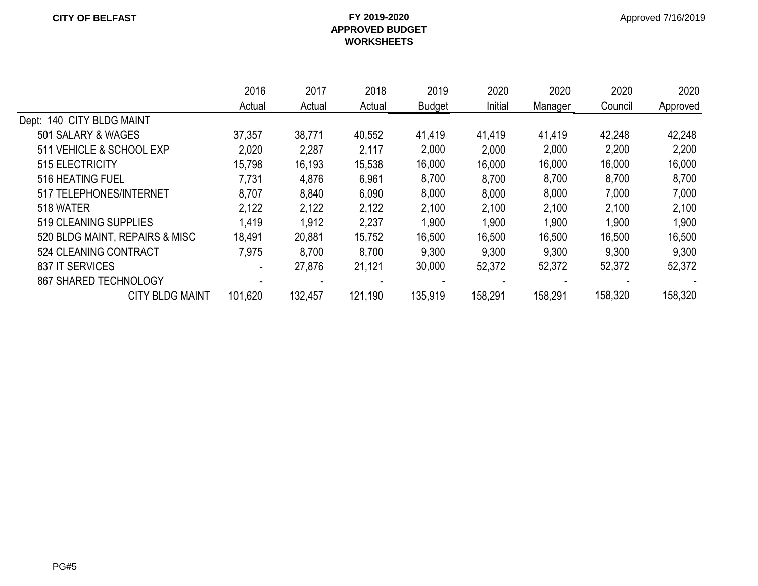**CITY OF BELFAST**

**FY 2019-2020**
**APPROVED BUDGET**
**WORKSHEETS**

Approved 7/16/2019

| | 2016 Actual | 2017 Actual | 2018 Actual | 2019 Budget | 2020 Initial | 2020 Manager | 2020 Council | 2020 Approved |
|---|---|---|---|---|---|---|---|---|
| Dept: 140 CITY BLDG MAINT | | | | | | | | |
| 501 SALARY & WAGES | 37,357 | 38,771 | 40,552 | 41,419 | 41,419 | 41,419 | 42,248 | 42,248 |
| 511 VEHICLE & SCHOOL EXP | 2,020 | 2,287 | 2,117 | 2,000 | 2,000 | 2,000 | 2,200 | 2,200 |
| 515 ELECTRICITY | 15,798 | 16,193 | 15,538 | 16,000 | 16,000 | 16,000 | 16,000 | 16,000 |
| 516 HEATING FUEL | 7,731 | 4,876 | 6,961 | 8,700 | 8,700 | 8,700 | 8,700 | 8,700 |
| 517 TELEPHONES/INTERNET | 8,707 | 8,840 | 6,090 | 8,000 | 8,000 | 8,000 | 7,000 | 7,000 |
| 518 WATER | 2,122 | 2,122 | 2,122 | 2,100 | 2,100 | 2,100 | 2,100 | 2,100 |
| 519 CLEANING SUPPLIES | 1,419 | 1,912 | 2,237 | 1,900 | 1,900 | 1,900 | 1,900 | 1,900 |
| 520 BLDG MAINT, REPAIRS & MISC | 18,491 | 20,881 | 15,752 | 16,500 | 16,500 | 16,500 | 16,500 | 16,500 |
| 524 CLEANING CONTRACT | 7,975 | 8,700 | 8,700 | 9,300 | 9,300 | 9,300 | 9,300 | 9,300 |
| 837 IT SERVICES | - | 27,876 | 21,121 | 30,000 | 52,372 | 52,372 | 52,372 | 52,372 |
| 867 SHARED TECHNOLOGY | - | - | - | - | - | - | - | - |
| CITY BLDG MAINT | 101,620 | 132,457 | 121,190 | 135,919 | 158,291 | 158,291 | 158,320 | 158,320 |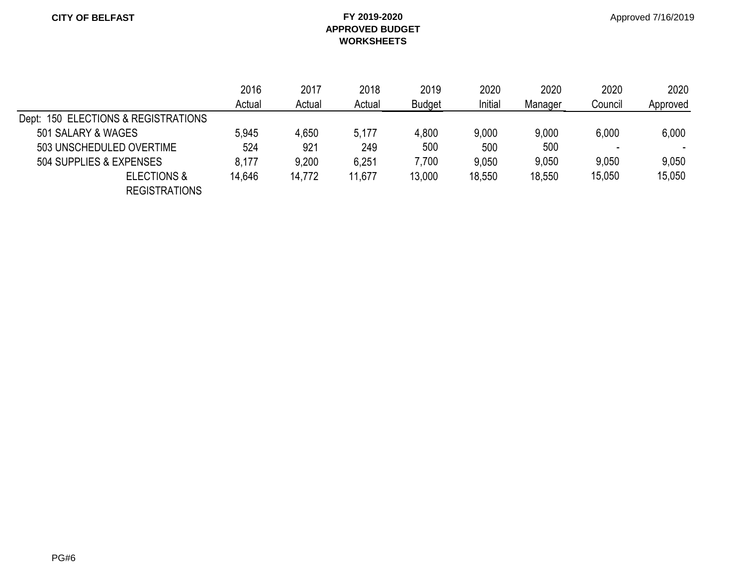CITY OF BELFAST

**FY 2019-2020**
**APPROVED BUDGET**
**WORKSHEETS**

Approved 7/16/2019

| | 2016 Actual | 2017 Actual | 2018 Actual | 2019 Budget | 2020 Initial | 2020 Manager | 2020 Council | 2020 Approved |
|---|---|---|---|---|---|---|---|---|
| Dept: 150 ELECTIONS & REGISTRATIONS | | | | | | | | |
| 501 SALARY & WAGES | 5,945 | 4,650 | 5,177 | 4,800 | 9,000 | 9,000 | 6,000 | 6,000 |
| 503 UNSCHEDULED OVERTIME | 524 | 921 | 249 | 500 | 500 | 500 | - | - |
| 504 SUPPLIES & EXPENSES | 8,177 | 9,200 | 6,251 | 7,700 | 9,050 | 9,050 | 9,050 | 9,050 |
| ELECTIONS & REGISTRATIONS | 14,646 | 14,772 | 11,677 | 13,000 | 18,550 | 18,550 | 15,050 | 15,050 |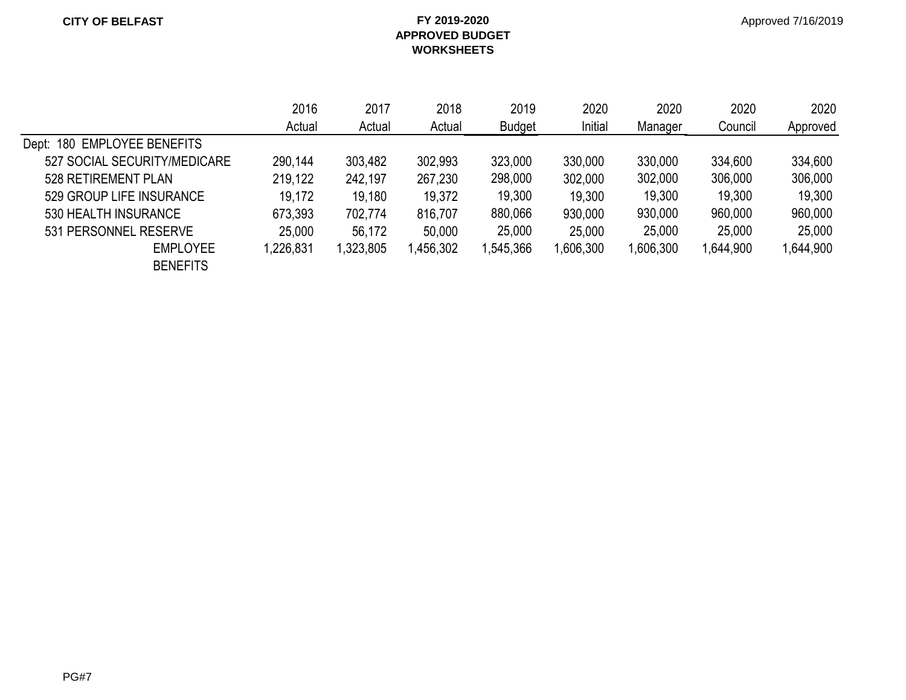CITY OF BELFAST

**FY 2019-2020**
**APPROVED BUDGET**
**WORKSHEETS**

Approved 7/16/2019

| | 2016 Actual | 2017 Actual | 2018 Actual | 2019 Budget | 2020 Initial | 2020 Manager | 2020 Council | 2020 Approved |
|---|---|---|---|---|---|---|---|---|
| Dept: 180 EMPLOYEE BENEFITS | | | | | | | | |
| 527 SOCIAL SECURITY/MEDICARE | 290,144 | 303,482 | 302,993 | 323,000 | 330,000 | 330,000 | 334,600 | 334,600 |
| 528 RETIREMENT PLAN | 219,122 | 242,197 | 267,230 | 298,000 | 302,000 | 302,000 | 306,000 | 306,000 |
| 529 GROUP LIFE INSURANCE | 19,172 | 19,180 | 19,372 | 19,300 | 19,300 | 19,300 | 19,300 | 19,300 |
| 530 HEALTH INSURANCE | 673,393 | 702,774 | 816,707 | 880,066 | 930,000 | 930,000 | 960,000 | 960,000 |
| 531 PERSONNEL RESERVE | 25,000 | 56,172 | 50,000 | 25,000 | 25,000 | 25,000 | 25,000 | 25,000 |
| EMPLOYEE BENEFITS | 1,226,831 | 1,323,805 | 1,456,302 | 1,545,366 | 1,606,300 | 1,606,300 | 1,644,900 | 1,644,900 |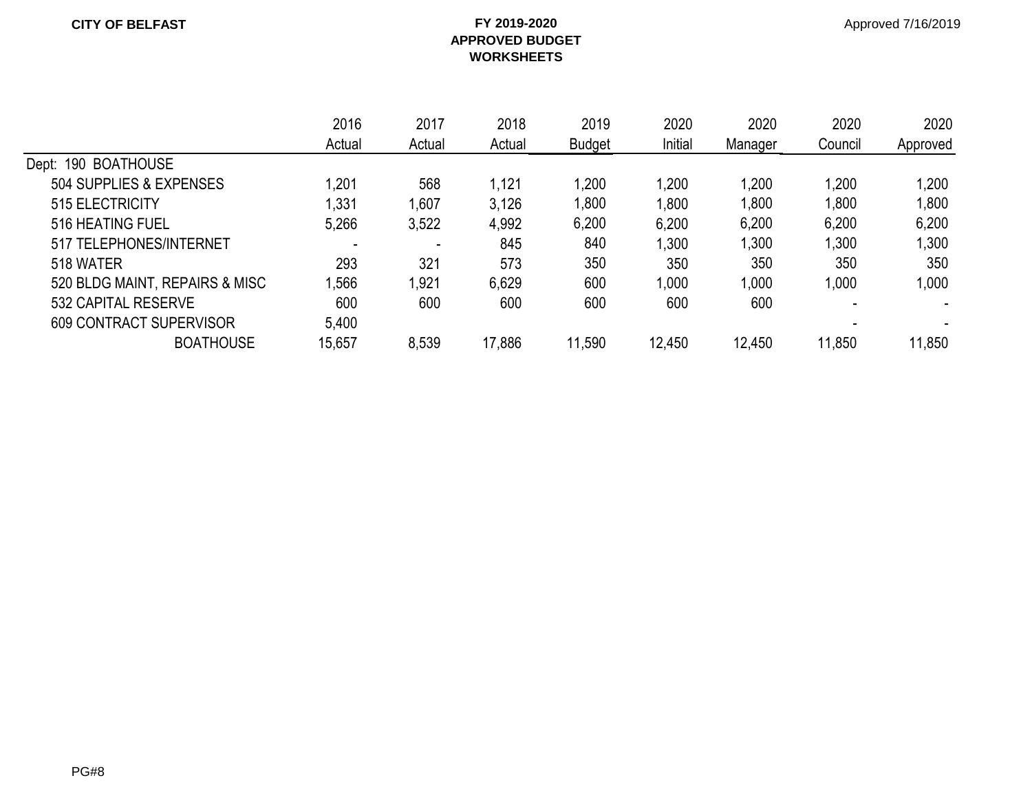CITY OF BELFAST

**FY 2019-2020**
**APPROVED BUDGET**
**WORKSHEETS**

Approved 7/16/2019

| | 2016 Actual | 2017 Actual | 2018 Actual | 2019 Budget | 2020 Initial | 2020 Manager | 2020 Council | 2020 Approved |
|---|---|---|---|---|---|---|---|---|
| Dept: 190 BOATHOUSE | | | | | | | | |
| 504 SUPPLIES & EXPENSES | 1,201 | 568 | 1,121 | 1,200 | 1,200 | 1,200 | 1,200 | 1,200 |
| 515 ELECTRICITY | 1,331 | 1,607 | 3,126 | 1,800 | 1,800 | 1,800 | 1,800 | 1,800 |
| 516 HEATING FUEL | 5,266 | 3,522 | 4,992 | 6,200 | 6,200 | 6,200 | 6,200 | 6,200 |
| 517 TELEPHONES/INTERNET | - | - | 845 | 840 | 1,300 | 1,300 | 1,300 | 1,300 |
| 518 WATER | 293 | 321 | 573 | 350 | 350 | 350 | 350 | 350 |
| 520 BLDG MAINT, REPAIRS & MISC | 1,566 | 1,921 | 6,629 | 600 | 1,000 | 1,000 | 1,000 | 1,000 |
| 532 CAPITAL RESERVE | 600 | 600 | 600 | 600 | 600 | 600 | - | - |
| 609 CONTRACT SUPERVISOR | 5,400 | | | | | | - | - |
| BOATHOUSE | 15,657 | 8,539 | 17,886 | 11,590 | 12,450 | 12,450 | 11,850 | 11,850 |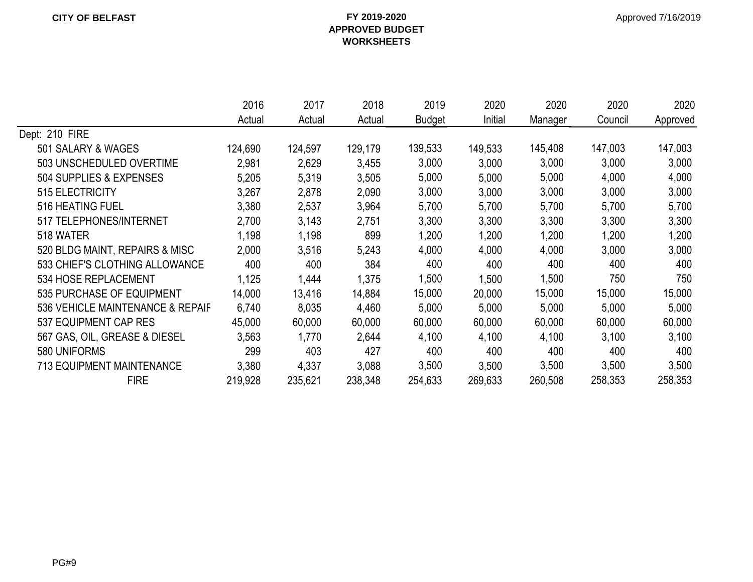CITY OF BELFAST

**FY 2019-2020**
**APPROVED BUDGET**
**WORKSHEETS**

Approved 7/16/2019

| | 2016 Actual | 2017 Actual | 2018 Actual | 2019 Budget | 2020 Initial | 2020 Manager | 2020 Council | 2020 Approved |
|---|---|---|---|---|---|---|---|---|
| Dept: 210 FIRE | | | | | | | | |
| 501 SALARY & WAGES | 124,690 | 124,597 | 129,179 | 139,533 | 149,533 | 145,408 | 147,003 | 147,003 |
| 503 UNSCHEDULED OVERTIME | 2,981 | 2,629 | 3,455 | 3,000 | 3,000 | 3,000 | 3,000 | 3,000 |
| 504 SUPPLIES & EXPENSES | 5,205 | 5,319 | 3,505 | 5,000 | 5,000 | 5,000 | 4,000 | 4,000 |
| 515 ELECTRICITY | 3,267 | 2,878 | 2,090 | 3,000 | 3,000 | 3,000 | 3,000 | 3,000 |
| 516 HEATING FUEL | 3,380 | 2,537 | 3,964 | 5,700 | 5,700 | 5,700 | 5,700 | 5,700 |
| 517 TELEPHONES/INTERNET | 2,700 | 3,143 | 2,751 | 3,300 | 3,300 | 3,300 | 3,300 | 3,300 |
| 518 WATER | 1,198 | 1,198 | 899 | 1,200 | 1,200 | 1,200 | 1,200 | 1,200 |
| 520 BLDG MAINT, REPAIRS & MISC | 2,000 | 3,516 | 5,243 | 4,000 | 4,000 | 4,000 | 3,000 | 3,000 |
| 533 CHIEF'S CLOTHING ALLOWANCE | 400 | 400 | 384 | 400 | 400 | 400 | 400 | 400 |
| 534 HOSE REPLACEMENT | 1,125 | 1,444 | 1,375 | 1,500 | 1,500 | 1,500 | 750 | 750 |
| 535 PURCHASE OF EQUIPMENT | 14,000 | 13,416 | 14,884 | 15,000 | 20,000 | 15,000 | 15,000 | 15,000 |
| 536 VEHICLE MAINTENANCE & REPAIF | 6,740 | 8,035 | 4,460 | 5,000 | 5,000 | 5,000 | 5,000 | 5,000 |
| 537 EQUIPMENT CAP RES | 45,000 | 60,000 | 60,000 | 60,000 | 60,000 | 60,000 | 60,000 | 60,000 |
| 567 GAS, OIL, GREASE & DIESEL | 3,563 | 1,770 | 2,644 | 4,100 | 4,100 | 4,100 | 3,100 | 3,100 |
| 580 UNIFORMS | 299 | 403 | 427 | 400 | 400 | 400 | 400 | 400 |
| 713 EQUIPMENT MAINTENANCE | 3,380 | 4,337 | 3,088 | 3,500 | 3,500 | 3,500 | 3,500 | 3,500 |
| FIRE | 219,928 | 235,621 | 238,348 | 254,633 | 269,633 | 260,508 | 258,353 | 258,353 |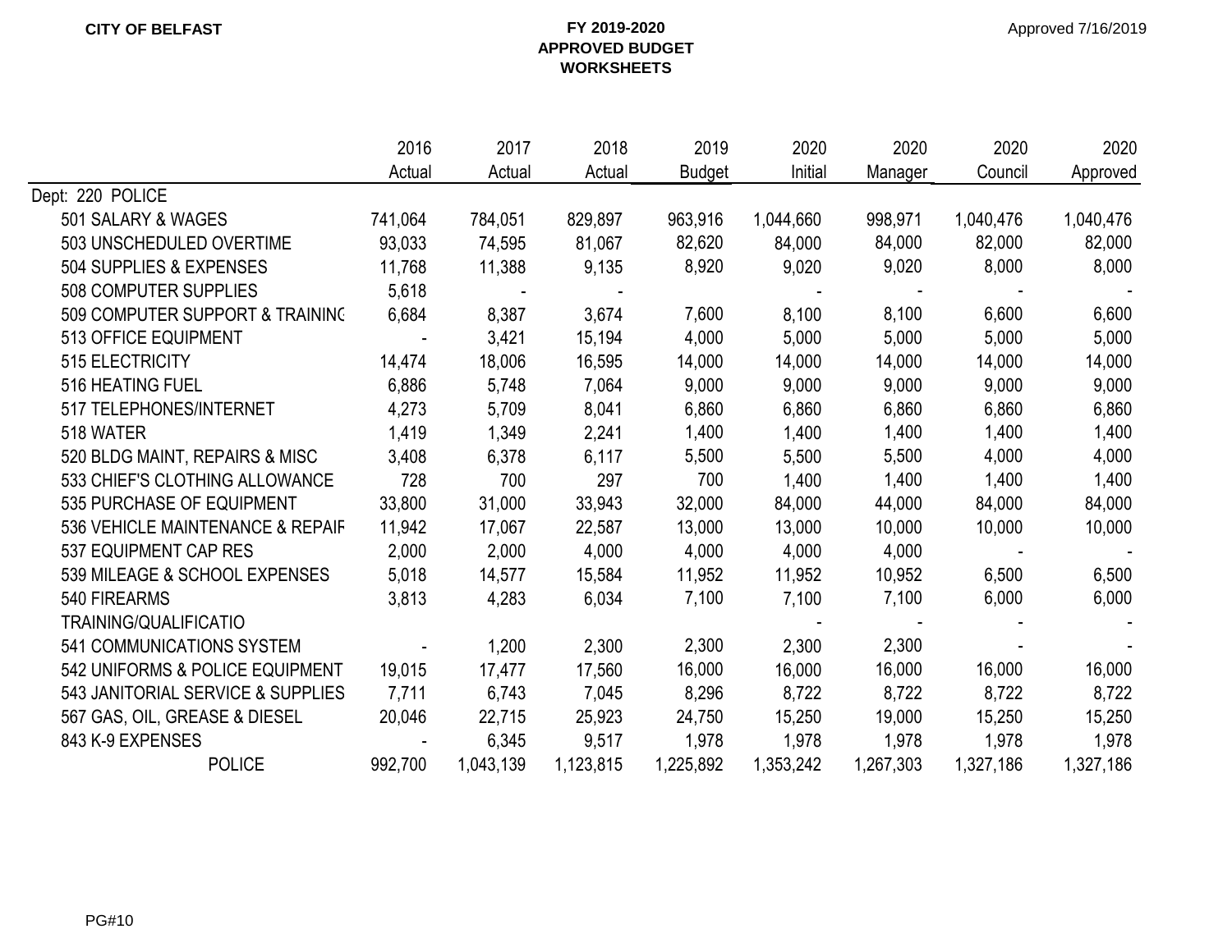**CITY OF BELFAST**

**FY 2019-2020**
**APPROVED BUDGET**
**WORKSHEETS**

Approved 7/16/2019

| | 2016 Actual | 2017 Actual | 2018 Actual | 2019 Budget | 2020 Initial | 2020 Manager | 2020 Council | 2020 Approved |
|---|---|---|---|---|---|---|---|---|
| Dept: 220 POLICE | | | | | | | | |
| 501 SALARY & WAGES | 741,064 | 784,051 | 829,897 | 963,916 | 1,044,660 | 998,971 | 1,040,476 | 1,040,476 |
| 503 UNSCHEDULED OVERTIME | 93,033 | 74,595 | 81,067 | 82,620 | 84,000 | 84,000 | 82,000 | 82,000 |
| 504 SUPPLIES & EXPENSES | 11,768 | 11,388 | 9,135 | 8,920 | 9,020 | 9,020 | 8,000 | 8,000 |
| 508 COMPUTER SUPPLIES | 5,618 | - | - | | - | - | - | - |
| 509 COMPUTER SUPPORT & TRAINING | 6,684 | 8,387 | 3,674 | 7,600 | 8,100 | 8,100 | 6,600 | 6,600 |
| 513 OFFICE EQUIPMENT | - | 3,421 | 15,194 | 4,000 | 5,000 | 5,000 | 5,000 | 5,000 |
| 515 ELECTRICITY | 14,474 | 18,006 | 16,595 | 14,000 | 14,000 | 14,000 | 14,000 | 14,000 |
| 516 HEATING FUEL | 6,886 | 5,748 | 7,064 | 9,000 | 9,000 | 9,000 | 9,000 | 9,000 |
| 517 TELEPHONES/INTERNET | 4,273 | 5,709 | 8,041 | 6,860 | 6,860 | 6,860 | 6,860 | 6,860 |
| 518 WATER | 1,419 | 1,349 | 2,241 | 1,400 | 1,400 | 1,400 | 1,400 | 1,400 |
| 520 BLDG MAINT, REPAIRS & MISC | 3,408 | 6,378 | 6,117 | 5,500 | 5,500 | 5,500 | 4,000 | 4,000 |
| 533 CHIEF'S CLOTHING ALLOWANCE | 728 | 700 | 297 | 700 | 1,400 | 1,400 | 1,400 | 1,400 |
| 535 PURCHASE OF EQUIPMENT | 33,800 | 31,000 | 33,943 | 32,000 | 84,000 | 44,000 | 84,000 | 84,000 |
| 536 VEHICLE MAINTENANCE & REPAIR | 11,942 | 17,067 | 22,587 | 13,000 | 13,000 | 10,000 | 10,000 | 10,000 |
| 537 EQUIPMENT CAP RES | 2,000 | 2,000 | 4,000 | 4,000 | 4,000 | 4,000 | - | - |
| 539 MILEAGE & SCHOOL EXPENSES | 5,018 | 14,577 | 15,584 | 11,952 | 11,952 | 10,952 | 6,500 | 6,500 |
| 540 FIREARMS | 3,813 | 4,283 | 6,034 | 7,100 | 7,100 | 7,100 | 6,000 | 6,000 |
| TRAINING/QUALIFICATIO | | | | | - | - | - | - |
| 541 COMMUNICATIONS SYSTEM | - | 1,200 | 2,300 | 2,300 | 2,300 | 2,300 | - | - |
| 542 UNIFORMS & POLICE EQUIPMENT | 19,015 | 17,477 | 17,560 | 16,000 | 16,000 | 16,000 | 16,000 | 16,000 |
| 543 JANITORIAL SERVICE & SUPPLIES | 7,711 | 6,743 | 7,045 | 8,296 | 8,722 | 8,722 | 8,722 | 8,722 |
| 567 GAS, OIL, GREASE & DIESEL | 20,046 | 22,715 | 25,923 | 24,750 | 15,250 | 19,000 | 15,250 | 15,250 |
| 843 K-9 EXPENSES | - | 6,345 | 9,517 | 1,978 | 1,978 | 1,978 | 1,978 | 1,978 |
| POLICE | 992,700 | 1,043,139 | 1,123,815 | 1,225,892 | 1,353,242 | 1,267,303 | 1,327,186 | 1,327,186 |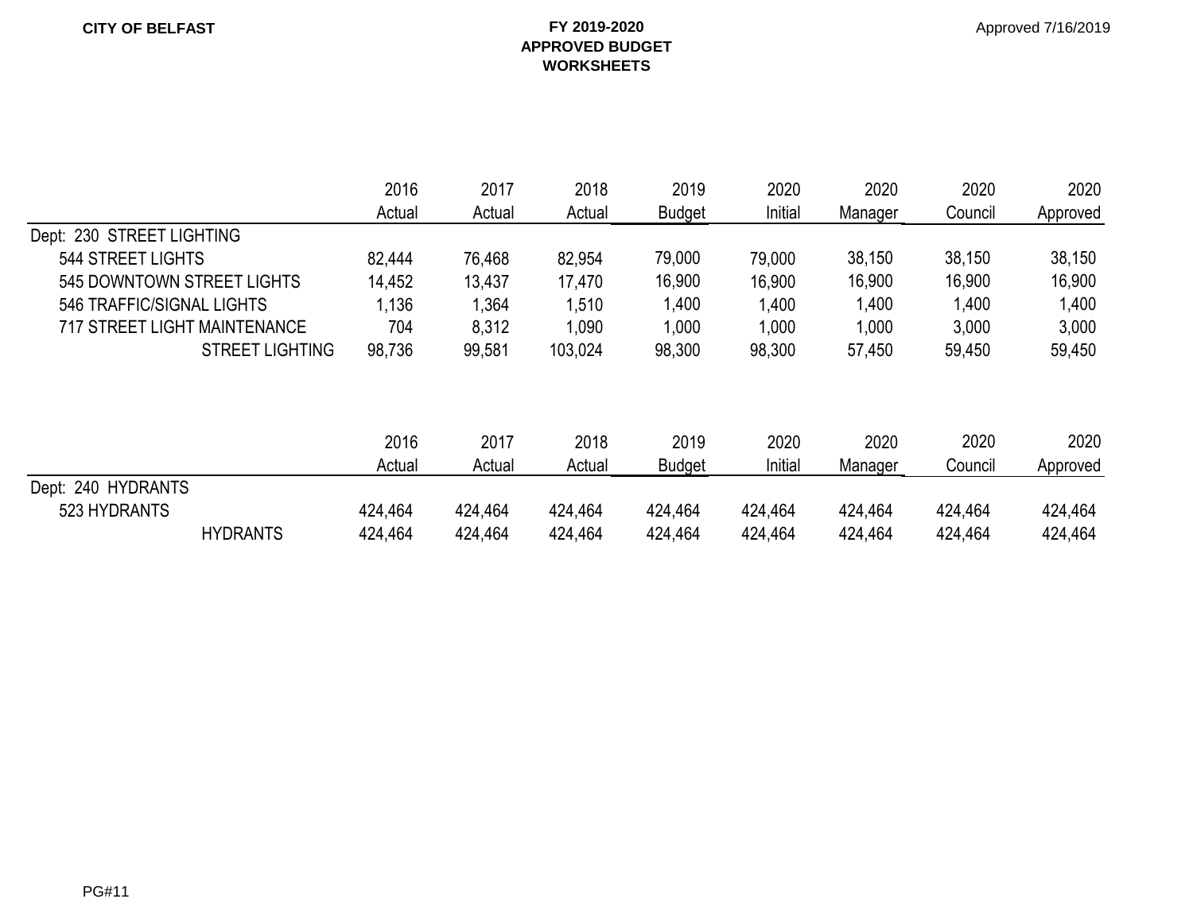**CITY OF BELFAST**

**FY 2019-2020**
**APPROVED BUDGET**
**WORKSHEETS**

Approved 7/16/2019

| | 2016 Actual | 2017 Actual | 2018 Actual | 2019 Budget | 2020 Initial | 2020 Manager | 2020 Council | 2020 Approved |
|---|---|---|---|---|---|---|---|---|
| Dept: 230 STREET LIGHTING | | | | | | | | |
| 544 STREET LIGHTS | 82,444 | 76,468 | 82,954 | 79,000 | 79,000 | 38,150 | 38,150 | 38,150 |
| 545 DOWNTOWN STREET LIGHTS | 14,452 | 13,437 | 17,470 | 16,900 | 16,900 | 16,900 | 16,900 | 16,900 |
| 546 TRAFFIC/SIGNAL LIGHTS | 1,136 | 1,364 | 1,510 | 1,400 | 1,400 | 1,400 | 1,400 | 1,400 |
| 717 STREET LIGHT MAINTENANCE | 704 | 8,312 | 1,090 | 1,000 | 1,000 | 1,000 | 3,000 | 3,000 |
| STREET LIGHTING | 98,736 | 99,581 | 103,024 | 98,300 | 98,300 | 57,450 | 59,450 | 59,450 |

| | 2016 Actual | 2017 Actual | 2018 Actual | 2019 Budget | 2020 Initial | 2020 Manager | 2020 Council | 2020 Approved |
|---|---|---|---|---|---|---|---|---|
| Dept: 240 HYDRANTS | | | | | | | | |
| 523 HYDRANTS | 424,464 | 424,464 | 424,464 | 424,464 | 424,464 | 424,464 | 424,464 | 424,464 |
| HYDRANTS | 424,464 | 424,464 | 424,464 | 424,464 | 424,464 | 424,464 | 424,464 | 424,464 |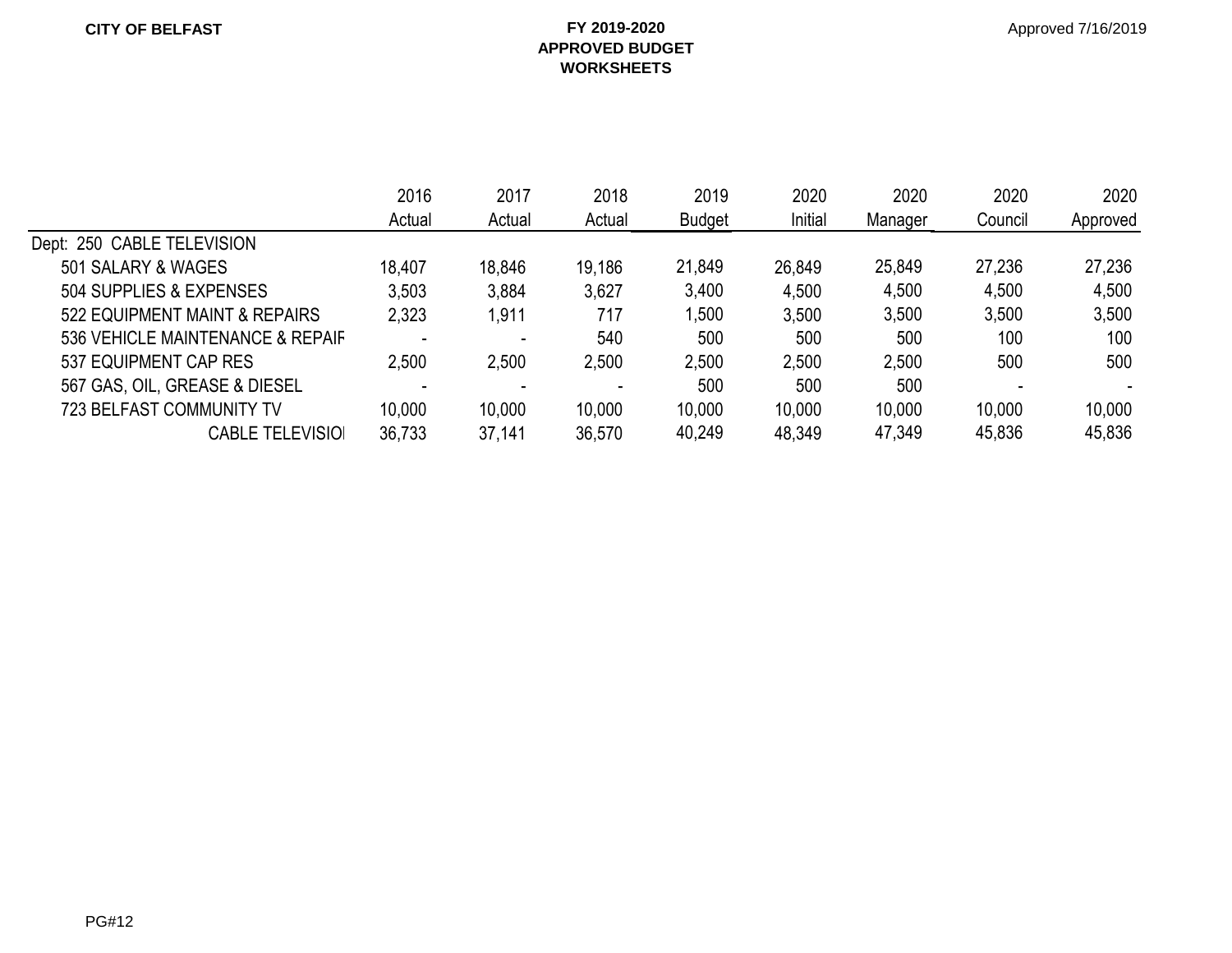**CITY OF BELFAST**

**FY 2019-2020**
**APPROVED BUDGET**
**WORKSHEETS**

Approved 7/16/2019

| | 2016 Actual | 2017 Actual | 2018 Actual | 2019 Budget | 2020 Initial | 2020 Manager | 2020 Council | 2020 Approved |
|---|---|---|---|---|---|---|---|---|
| Dept: 250 CABLE TELEVISION | | | | | | | | |
| 501 SALARY & WAGES | 18,407 | 18,846 | 19,186 | 21,849 | 26,849 | 25,849 | 27,236 | 27,236 |
| 504 SUPPLIES & EXPENSES | 3,503 | 3,884 | 3,627 | 3,400 | 4,500 | 4,500 | 4,500 | 4,500 |
| 522 EQUIPMENT MAINT & REPAIRS | 2,323 | 1,911 | 717 | 1,500 | 3,500 | 3,500 | 3,500 | 3,500 |
| 536 VEHICLE MAINTENANCE & REPAIF | - | - | 540 | 500 | 500 | 500 | 100 | 100 |
| 537 EQUIPMENT CAP RES | 2,500 | 2,500 | 2,500 | 2,500 | 2,500 | 2,500 | 500 | 500 |
| 567 GAS, OIL, GREASE & DIESEL | - | - | - | 500 | 500 | 500 | - | - |
| 723 BELFAST COMMUNITY TV | 10,000 | 10,000 | 10,000 | 10,000 | 10,000 | 10,000 | 10,000 | 10,000 |
| CABLE TELEVISIOI | 36,733 | 37,141 | 36,570 | 40,249 | 48,349 | 47,349 | 45,836 | 45,836 |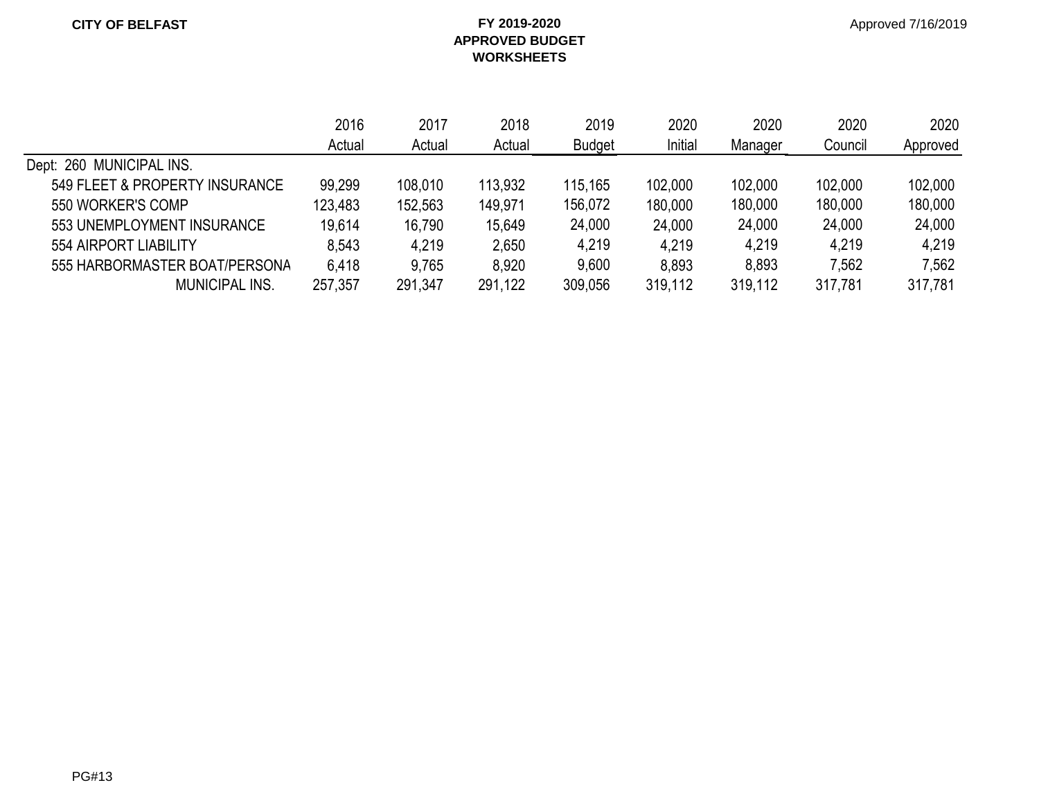**CITY OF BELFAST**

**FY 2019-2020**
**APPROVED BUDGET**
**WORKSHEETS**

Approved 7/16/2019

| | 2016 Actual | 2017 Actual | 2018 Actual | 2019 Budget | 2020 Initial | 2020 Manager | 2020 Council | 2020 Approved |
|---|---|---|---|---|---|---|---|---|
| Dept: 260 MUNICIPAL INS. | | | | | | | | |
| 549 FLEET & PROPERTY INSURANCE | 99,299 | 108,010 | 113,932 | 115,165 | 102,000 | 102,000 | 102,000 | 102,000 |
| 550 WORKER'S COMP | 123,483 | 152,563 | 149,971 | 156,072 | 180,000 | 180,000 | 180,000 | 180,000 |
| 553 UNEMPLOYMENT INSURANCE | 19,614 | 16,790 | 15,649 | 24,000 | 24,000 | 24,000 | 24,000 | 24,000 |
| 554 AIRPORT LIABILITY | 8,543 | 4,219 | 2,650 | 4,219 | 4,219 | 4,219 | 4,219 | 4,219 |
| 555 HARBORMASTER BOAT/PERSONA | 6,418 | 9,765 | 8,920 | 9,600 | 8,893 | 8,893 | 7,562 | 7,562 |
| MUNICIPAL INS. | 257,357 | 291,347 | 291,122 | 309,056 | 319,112 | 319,112 | 317,781 | 317,781 |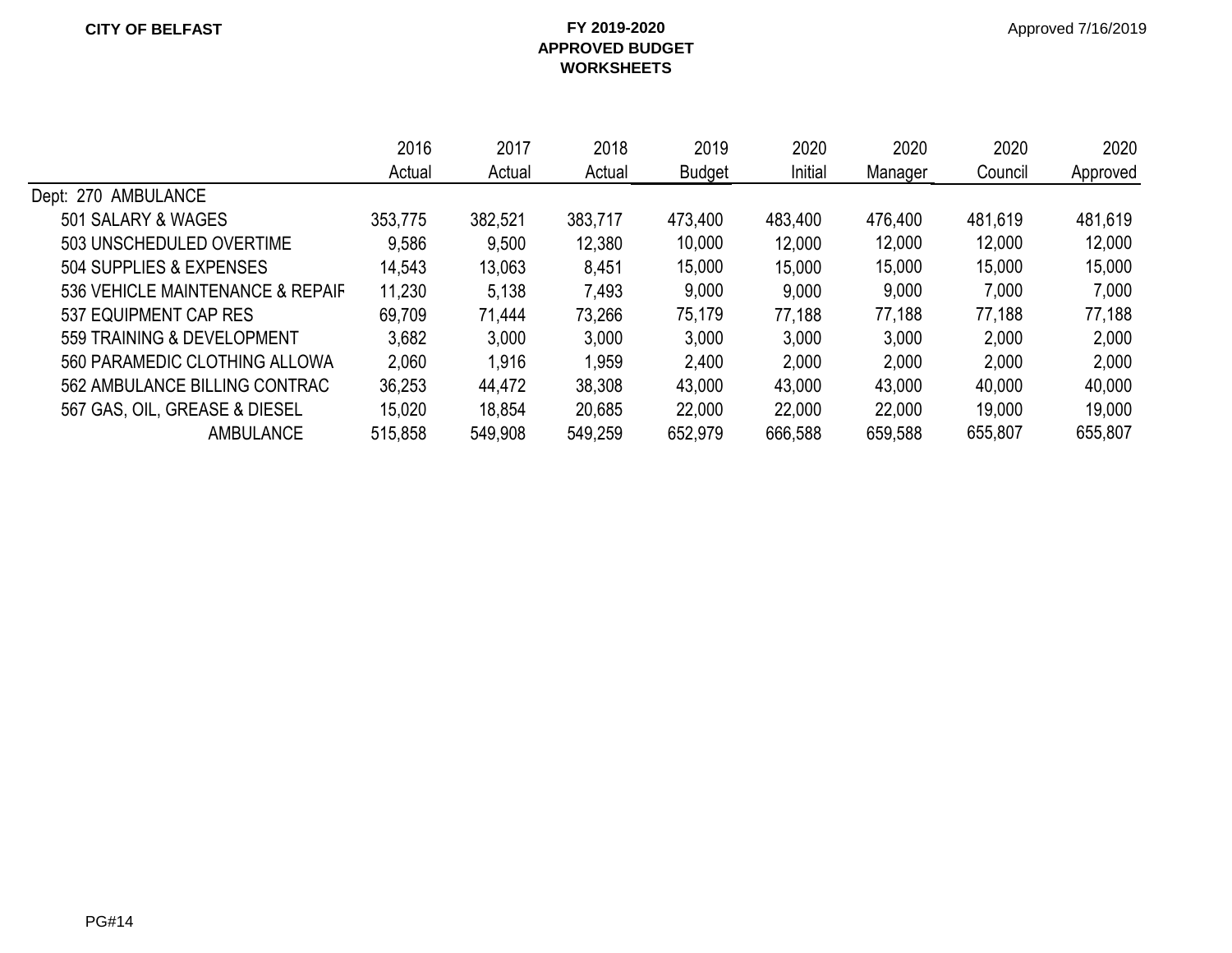CITY OF BELFAST

**FY 2019-2020**
**APPROVED BUDGET**
**WORKSHEETS**

Approved 7/16/2019

| | 2016 Actual | 2017 Actual | 2018 Actual | 2019 Budget | 2020 Initial | 2020 Manager | 2020 Council | 2020 Approved |
|---|---|---|---|---|---|---|---|---|
| Dept: 270 AMBULANCE | | | | | | | | |
| 501 SALARY & WAGES | 353,775 | 382,521 | 383,717 | 473,400 | 483,400 | 476,400 | 481,619 | 481,619 |
| 503 UNSCHEDULED OVERTIME | 9,586 | 9,500 | 12,380 | 10,000 | 12,000 | 12,000 | 12,000 | 12,000 |
| 504 SUPPLIES & EXPENSES | 14,543 | 13,063 | 8,451 | 15,000 | 15,000 | 15,000 | 15,000 | 15,000 |
| 536 VEHICLE MAINTENANCE & REPAIF | 11,230 | 5,138 | 7,493 | 9,000 | 9,000 | 9,000 | 7,000 | 7,000 |
| 537 EQUIPMENT CAP RES | 69,709 | 71,444 | 73,266 | 75,179 | 77,188 | 77,188 | 77,188 | 77,188 |
| 559 TRAINING & DEVELOPMENT | 3,682 | 3,000 | 3,000 | 3,000 | 3,000 | 3,000 | 2,000 | 2,000 |
| 560 PARAMEDIC CLOTHING ALLOWA | 2,060 | 1,916 | 1,959 | 2,400 | 2,000 | 2,000 | 2,000 | 2,000 |
| 562 AMBULANCE BILLING CONTRAC | 36,253 | 44,472 | 38,308 | 43,000 | 43,000 | 43,000 | 40,000 | 40,000 |
| 567 GAS, OIL, GREASE & DIESEL | 15,020 | 18,854 | 20,685 | 22,000 | 22,000 | 22,000 | 19,000 | 19,000 |
| AMBULANCE | 515,858 | 549,908 | 549,259 | 652,979 | 666,588 | 659,588 | 655,807 | 655,807 |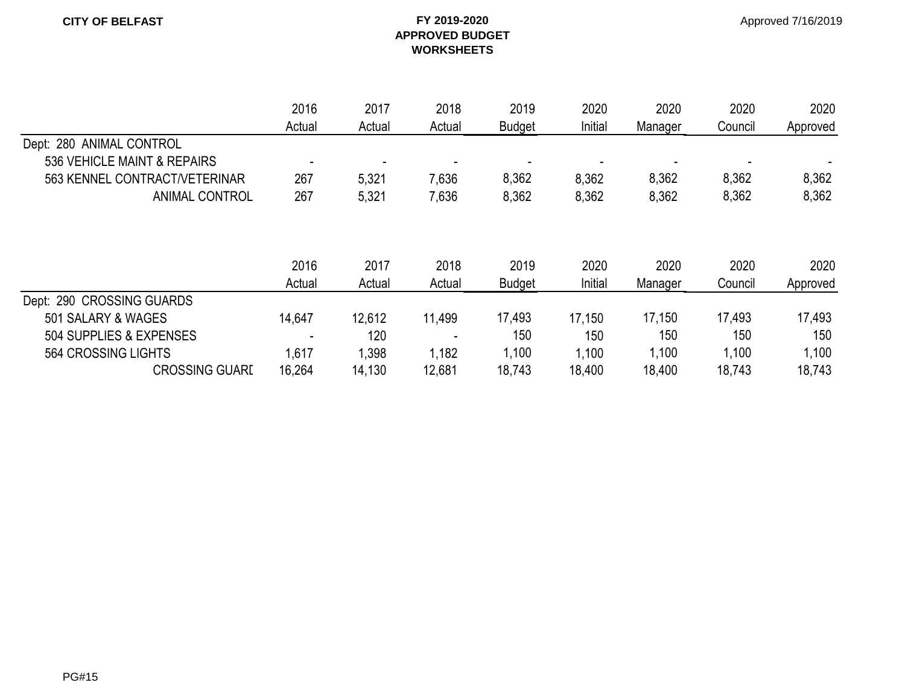**CITY OF BELFAST**

**FY 2019-2020**
**APPROVED BUDGET**
**WORKSHEETS**

Approved 7/16/2019

| | 2016 Actual | 2017 Actual | 2018 Actual | 2019 Budget | 2020 Initial | 2020 Manager | 2020 Council | 2020 Approved |
|---|---|---|---|---|---|---|---|---|
| Dept: 280 ANIMAL CONTROL | | | | | | | | |
| 536 VEHICLE MAINT & REPAIRS | - | - | - | - | - | - | - | - |
| 563 KENNEL CONTRACT/VETERINAR | 267 | 5,321 | 7,636 | 8,362 | 8,362 | 8,362 | 8,362 | 8,362 |
| ANIMAL CONTROL | 267 | 5,321 | 7,636 | 8,362 | 8,362 | 8,362 | 8,362 | 8,362 |

| | 2016 Actual | 2017 Actual | 2018 Actual | 2019 Budget | 2020 Initial | 2020 Manager | 2020 Council | 2020 Approved |
|---|---|---|---|---|---|---|---|---|
| Dept: 290 CROSSING GUARDS | | | | | | | | |
| 501 SALARY & WAGES | 14,647 | 12,612 | 11,499 | 17,493 | 17,150 | 17,150 | 17,493 | 17,493 |
| 504 SUPPLIES & EXPENSES | - | 120 | - | 150 | 150 | 150 | 150 | 150 |
| 564 CROSSING LIGHTS | 1,617 | 1,398 | 1,182 | 1,100 | 1,100 | 1,100 | 1,100 | 1,100 |
| CROSSING GUARD | 16,264 | 14,130 | 12,681 | 18,743 | 18,400 | 18,400 | 18,743 | 18,743 |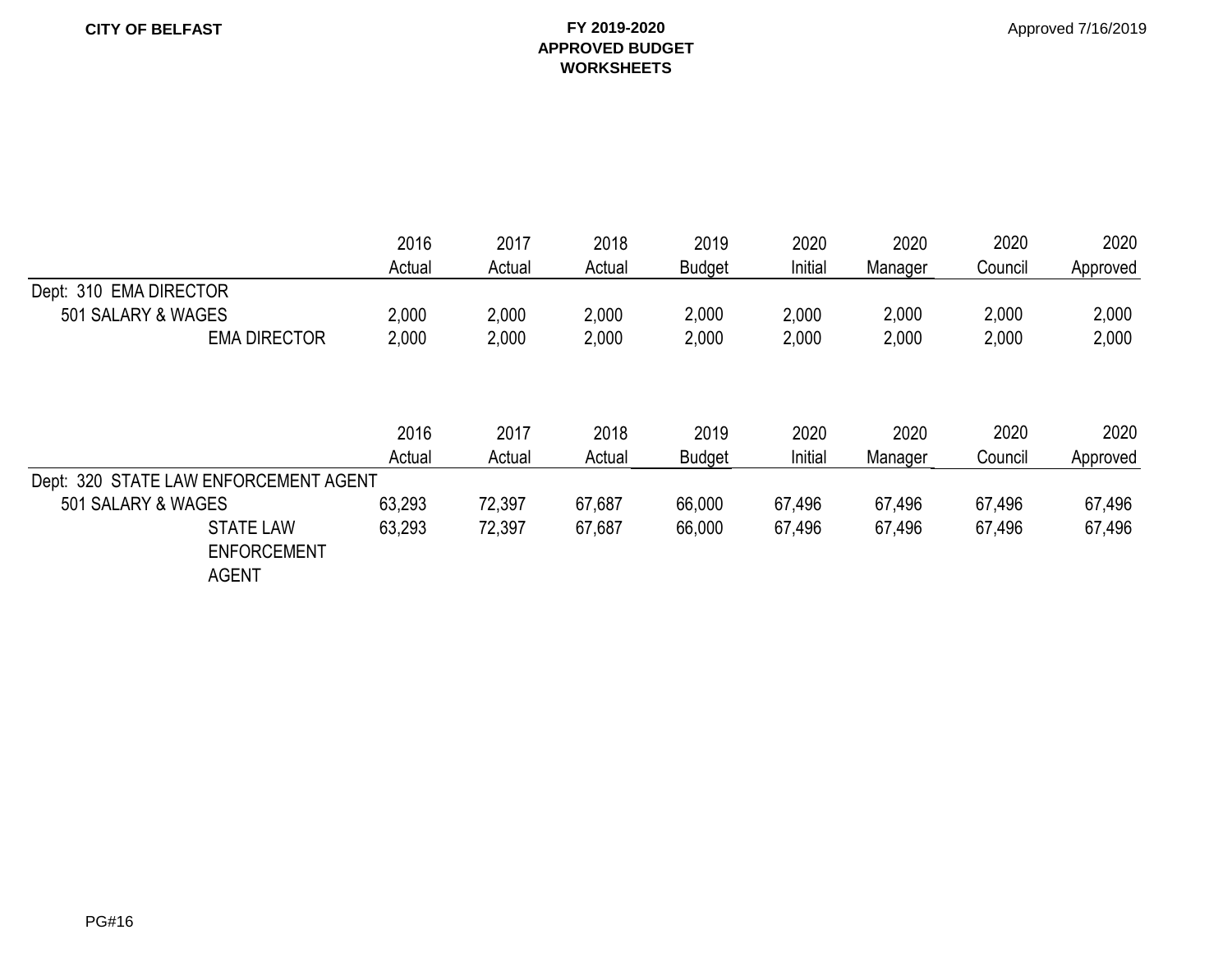| | 2016 Actual | 2017 Actual | 2018 Actual | 2019 Budget | 2020 Initial | 2020 Manager | 2020 Council | 2020 Approved |
|---|---|---|---|---|---|---|---|---|
| Dept: 310 EMA DIRECTOR | | | | | | | | |
| 501 SALARY & WAGES | 2,000 | 2,000 | 2,000 | 2,000 | 2,000 | 2,000 | 2,000 | 2,000 |
| EMA DIRECTOR | 2,000 | 2,000 | 2,000 | 2,000 | 2,000 | 2,000 | 2,000 | 2,000 |

| | 2016 Actual | 2017 Actual | 2018 Actual | 2019 Budget | 2020 Initial | 2020 Manager | 2020 Council | 2020 Approved |
|---|---|---|---|---|---|---|---|---|
| Dept: 320 STATE LAW ENFORCEMENT AGENT | | | | | | | | |
| 501 SALARY & WAGES | 63,293 | 72,397 | 67,687 | 66,000 | 67,496 | 67,496 | 67,496 | 67,496 |
| STATE LAW ENFORCEMENT AGENT | 63,293 | 72,397 | 67,687 | 66,000 | 67,496 | 67,496 | 67,496 | 67,496 |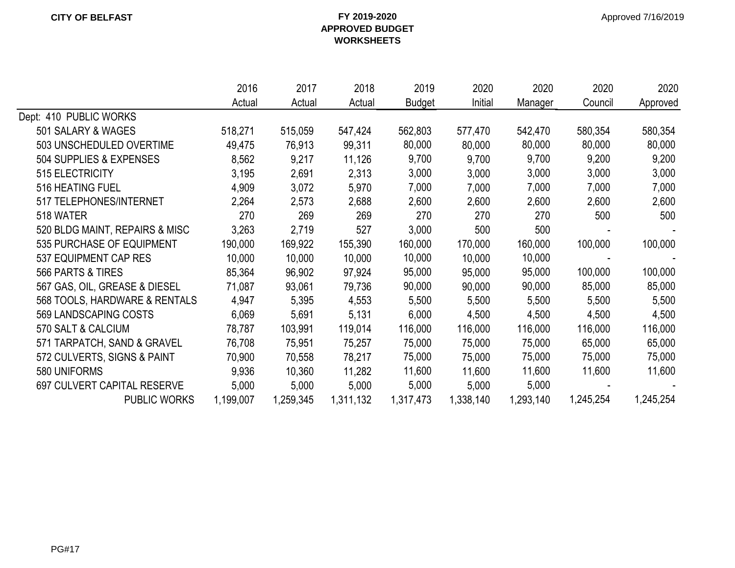**CITY OF BELFAST** | **FY 2019-2020 APPROVED BUDGET WORKSHEETS** | Approved 7/16/2019

| | 2016 Actual | 2017 Actual | 2018 Actual | 2019 Budget | 2020 Initial | 2020 Manager | 2020 Council | 2020 Approved |
|---|---|---|---|---|---|---|---|---|
| Dept: 410 PUBLIC WORKS | | | | | | | | |
| 501 SALARY & WAGES | 518,271 | 515,059 | 547,424 | 562,803 | 577,470 | 542,470 | 580,354 | 580,354 |
| 503 UNSCHEDULED OVERTIME | 49,475 | 76,913 | 99,311 | 80,000 | 80,000 | 80,000 | 80,000 | 80,000 |
| 504 SUPPLIES & EXPENSES | 8,562 | 9,217 | 11,126 | 9,700 | 9,700 | 9,700 | 9,200 | 9,200 |
| 515 ELECTRICITY | 3,195 | 2,691 | 2,313 | 3,000 | 3,000 | 3,000 | 3,000 | 3,000 |
| 516 HEATING FUEL | 4,909 | 3,072 | 5,970 | 7,000 | 7,000 | 7,000 | 7,000 | 7,000 |
| 517 TELEPHONES/INTERNET | 2,264 | 2,573 | 2,688 | 2,600 | 2,600 | 2,600 | 2,600 | 2,600 |
| 518 WATER | 270 | 269 | 269 | 270 | 270 | 270 | 500 | 500 |
| 520 BLDG MAINT, REPAIRS & MISC | 3,263 | 2,719 | 527 | 3,000 | 500 | 500 | - | - |
| 535 PURCHASE OF EQUIPMENT | 190,000 | 169,922 | 155,390 | 160,000 | 170,000 | 160,000 | 100,000 | 100,000 |
| 537 EQUIPMENT CAP RES | 10,000 | 10,000 | 10,000 | 10,000 | 10,000 | 10,000 | - | - |
| 566 PARTS & TIRES | 85,364 | 96,902 | 97,924 | 95,000 | 95,000 | 95,000 | 100,000 | 100,000 |
| 567 GAS, OIL, GREASE & DIESEL | 71,087 | 93,061 | 79,736 | 90,000 | 90,000 | 90,000 | 85,000 | 85,000 |
| 568 TOOLS, HARDWARE & RENTALS | 4,947 | 5,395 | 4,553 | 5,500 | 5,500 | 5,500 | 5,500 | 5,500 |
| 569 LANDSCAPING COSTS | 6,069 | 5,691 | 5,131 | 6,000 | 4,500 | 4,500 | 4,500 | 4,500 |
| 570 SALT & CALCIUM | 78,787 | 103,991 | 119,014 | 116,000 | 116,000 | 116,000 | 116,000 | 116,000 |
| 571 TARPATCH, SAND & GRAVEL | 76,708 | 75,951 | 75,257 | 75,000 | 75,000 | 75,000 | 65,000 | 65,000 |
| 572 CULVERTS, SIGNS & PAINT | 70,900 | 70,558 | 78,217 | 75,000 | 75,000 | 75,000 | 75,000 | 75,000 |
| 580 UNIFORMS | 9,936 | 10,360 | 11,282 | 11,600 | 11,600 | 11,600 | 11,600 | 11,600 |
| 697 CULVERT CAPITAL RESERVE | 5,000 | 5,000 | 5,000 | 5,000 | 5,000 | 5,000 | - | - |
| PUBLIC WORKS | 1,199,007 | 1,259,345 | 1,311,132 | 1,317,473 | 1,338,140 | 1,293,140 | 1,245,254 | 1,245,254 |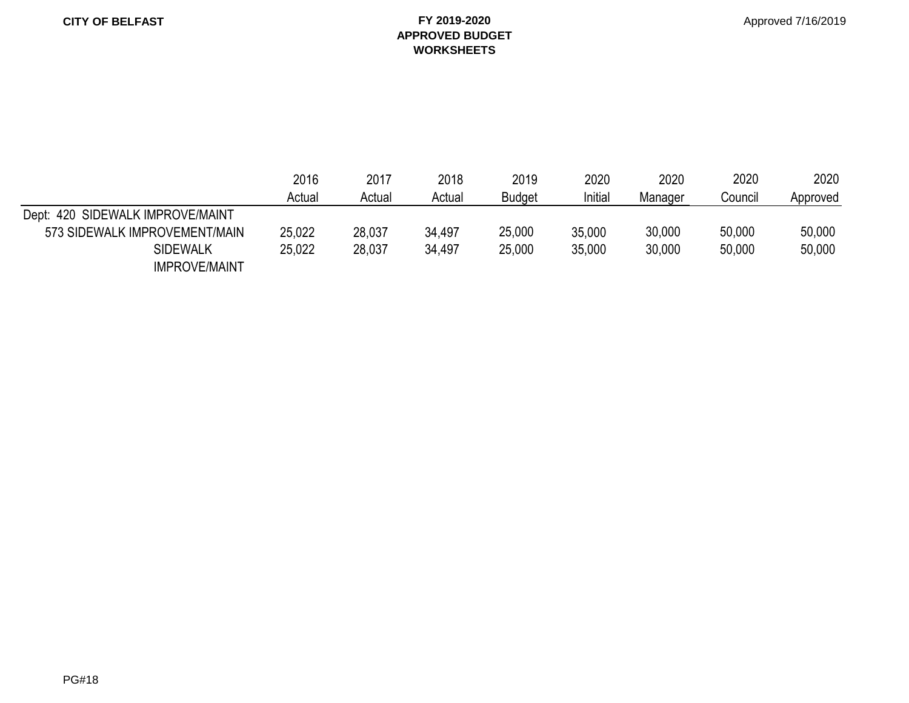**CITY OF BELFAST**

**FY 2019-2020**
**APPROVED BUDGET**
**WORKSHEETS**

Approved 7/16/2019

| | 2016 Actual | 2017 Actual | 2018 Actual | 2019 Budget | 2020 Initial | 2020 Manager | 2020 Council | 2020 Approved |
|---|---|---|---|---|---|---|---|---|
| Dept: 420 SIDEWALK IMPROVE/MAINT | | | | | | | | |
| 573 SIDEWALK IMPROVEMENT/MAIN | 25,022 | 28,037 | 34,497 | 25,000 | 35,000 | 30,000 | 50,000 | 50,000 |
| SIDEWALK IMPROVE/MAINT | 25,022 | 28,037 | 34,497 | 25,000 | 35,000 | 30,000 | 50,000 | 50,000 |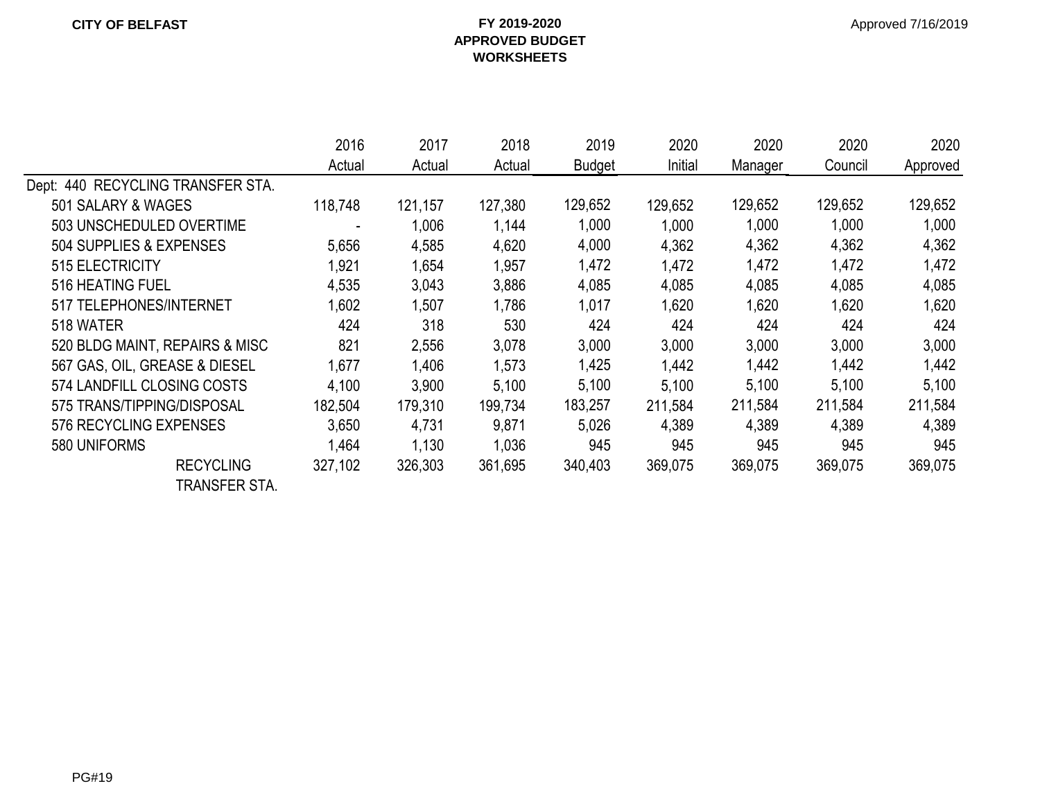CITY OF BELFAST

**FY 2019-2020**
**APPROVED BUDGET**
**WORKSHEETS**

Approved 7/16/2019

| | 2016 Actual | 2017 Actual | 2018 Actual | 2019 Budget | 2020 Initial | 2020 Manager | 2020 Council | 2020 Approved |
|---|---|---|---|---|---|---|---|---|
| Dept: 440 RECYCLING TRANSFER STA. | | | | | | | | |
| 501 SALARY & WAGES | 118,748 | 121,157 | 127,380 | 129,652 | 129,652 | 129,652 | 129,652 | 129,652 |
| 503 UNSCHEDULED OVERTIME | - | 1,006 | 1,144 | 1,000 | 1,000 | 1,000 | 1,000 | 1,000 |
| 504 SUPPLIES & EXPENSES | 5,656 | 4,585 | 4,620 | 4,000 | 4,362 | 4,362 | 4,362 | 4,362 |
| 515 ELECTRICITY | 1,921 | 1,654 | 1,957 | 1,472 | 1,472 | 1,472 | 1,472 | 1,472 |
| 516 HEATING FUEL | 4,535 | 3,043 | 3,886 | 4,085 | 4,085 | 4,085 | 4,085 | 4,085 |
| 517 TELEPHONES/INTERNET | 1,602 | 1,507 | 1,786 | 1,017 | 1,620 | 1,620 | 1,620 | 1,620 |
| 518 WATER | 424 | 318 | 530 | 424 | 424 | 424 | 424 | 424 |
| 520 BLDG MAINT, REPAIRS & MISC | 821 | 2,556 | 3,078 | 3,000 | 3,000 | 3,000 | 3,000 | 3,000 |
| 567 GAS, OIL, GREASE & DIESEL | 1,677 | 1,406 | 1,573 | 1,425 | 1,442 | 1,442 | 1,442 | 1,442 |
| 574 LANDFILL CLOSING COSTS | 4,100 | 3,900 | 5,100 | 5,100 | 5,100 | 5,100 | 5,100 | 5,100 |
| 575 TRANS/TIPPING/DISPOSAL | 182,504 | 179,310 | 199,734 | 183,257 | 211,584 | 211,584 | 211,584 | 211,584 |
| 576 RECYCLING EXPENSES | 3,650 | 4,731 | 9,871 | 5,026 | 4,389 | 4,389 | 4,389 | 4,389 |
| 580 UNIFORMS | 1,464 | 1,130 | 1,036 | 945 | 945 | 945 | 945 | 945 |
| RECYCLING TRANSFER STA. | 327,102 | 326,303 | 361,695 | 340,403 | 369,075 | 369,075 | 369,075 | 369,075 |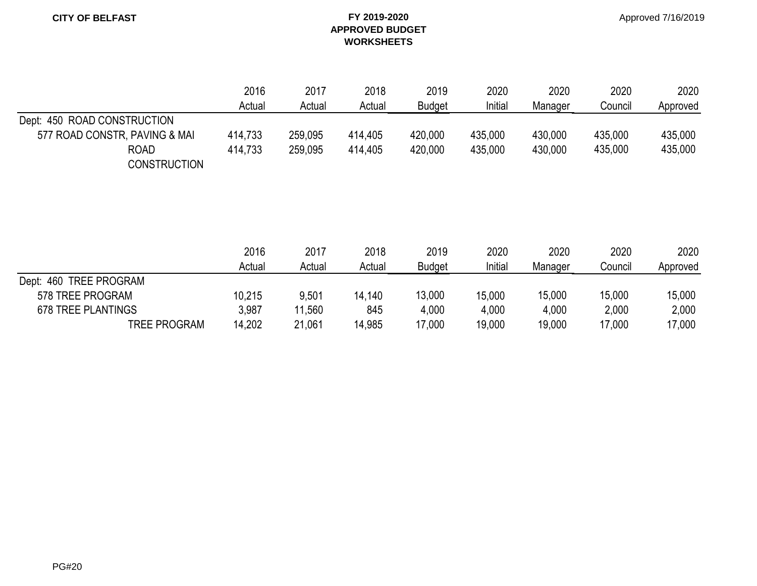**CITY OF BELFAST**

**FY 2019-2020**
**APPROVED BUDGET**
**WORKSHEETS**

Approved 7/16/2019

| | 2016 Actual | 2017 Actual | 2018 Actual | 2019 Budget | 2020 Initial | 2020 Manager | 2020 Council | 2020 Approved |
|---|---|---|---|---|---|---|---|---|
| Dept: 450 ROAD CONSTRUCTION | | | | | | | | |
| 577 ROAD CONSTR, PAVING & MAI | 414,733 | 259,095 | 414,405 | 420,000 | 435,000 | 430,000 | 435,000 | 435,000 |
| ROAD CONSTRUCTION | 414,733 | 259,095 | 414,405 | 420,000 | 435,000 | 430,000 | 435,000 | 435,000 |

| | 2016 Actual | 2017 Actual | 2018 Actual | 2019 Budget | 2020 Initial | 2020 Manager | 2020 Council | 2020 Approved |
|---|---|---|---|---|---|---|---|---|
| Dept: 460 TREE PROGRAM | | | | | | | | |
| 578 TREE PROGRAM | 10,215 | 9,501 | 14,140 | 13,000 | 15,000 | 15,000 | 15,000 | 15,000 |
| 678 TREE PLANTINGS | 3,987 | 11,560 | 845 | 4,000 | 4,000 | 4,000 | 2,000 | 2,000 |
| TREE PROGRAM | 14,202 | 21,061 | 14,985 | 17,000 | 19,000 | 19,000 | 17,000 | 17,000 |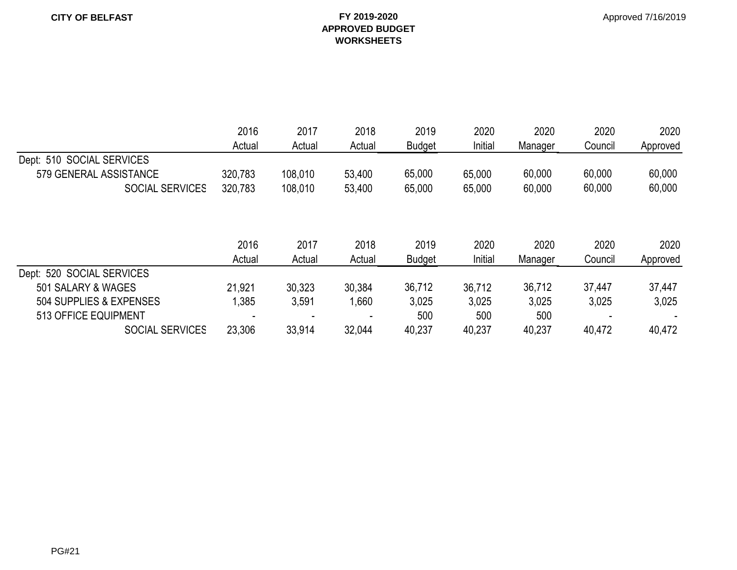**CITY OF BELFAST**

**FY 2019-2020**
**APPROVED BUDGET**
**WORKSHEETS**

Approved 7/16/2019

| | 2016 Actual | 2017 Actual | 2018 Actual | 2019 Budget | 2020 Initial | 2020 Manager | 2020 Council | 2020 Approved |
|---|---|---|---|---|---|---|---|---|
| Dept: 510 SOCIAL SERVICES | | | | | | | | |
| 579 GENERAL ASSISTANCE | 320,783 | 108,010 | 53,400 | 65,000 | 65,000 | 60,000 | 60,000 | 60,000 |
| SOCIAL SERVICES | 320,783 | 108,010 | 53,400 | 65,000 | 65,000 | 60,000 | 60,000 | 60,000 |

| | 2016 Actual | 2017 Actual | 2018 Actual | 2019 Budget | 2020 Initial | 2020 Manager | 2020 Council | 2020 Approved |
|---|---|---|---|---|---|---|---|---|
| Dept: 520 SOCIAL SERVICES | | | | | | | | |
| 501 SALARY & WAGES | 21,921 | 30,323 | 30,384 | 36,712 | 36,712 | 36,712 | 37,447 | 37,447 |
| 504 SUPPLIES & EXPENSES | 1,385 | 3,591 | 1,660 | 3,025 | 3,025 | 3,025 | 3,025 | 3,025 |
| 513 OFFICE EQUIPMENT | - | - | - | 500 | 500 | 500 | - | - |
| SOCIAL SERVICES | 23,306 | 33,914 | 32,044 | 40,237 | 40,237 | 40,237 | 40,472 | 40,472 |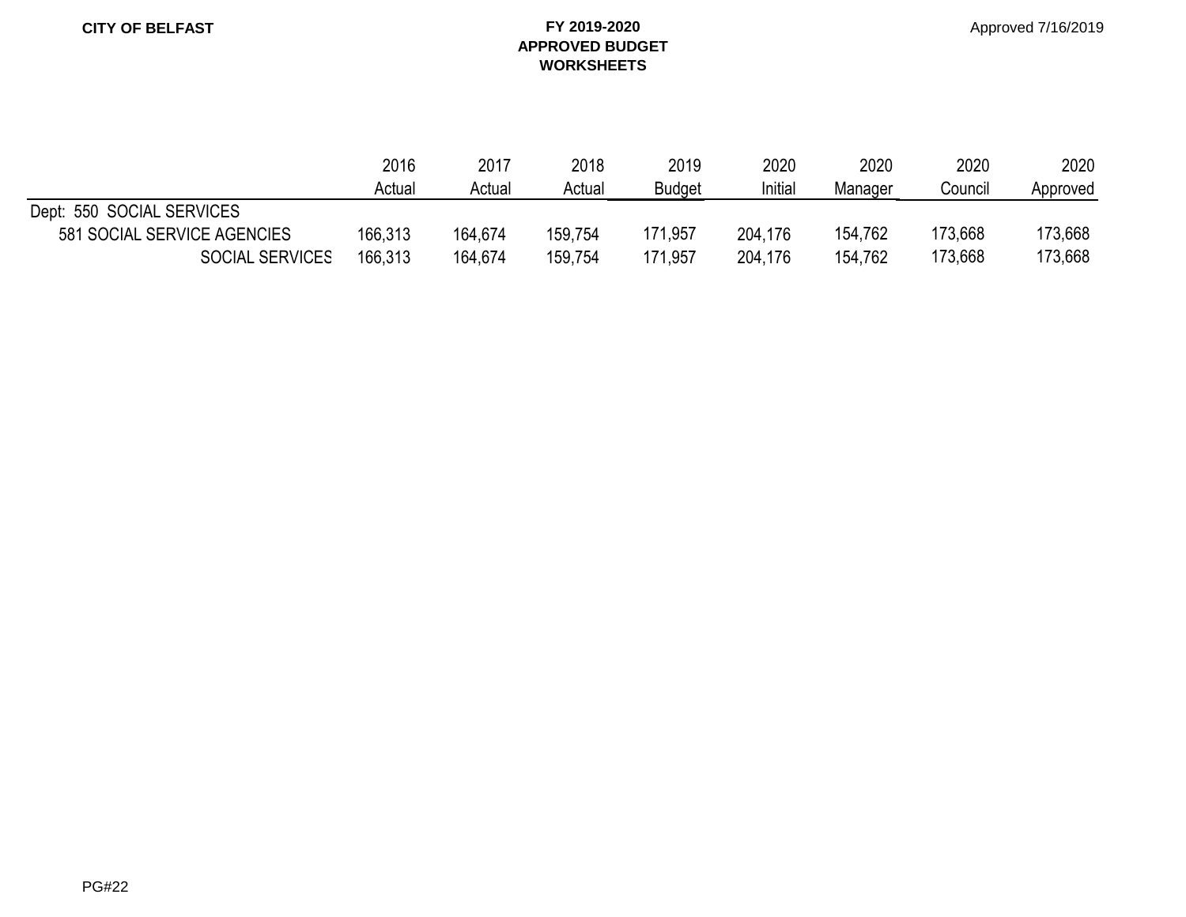**CITY OF BELFAST**

**FY 2019-2020**
**APPROVED BUDGET**
**WORKSHEETS**

Approved 7/16/2019

| | 2016 Actual | 2017 Actual | 2018 Actual | 2019 Budget | 2020 Initial | 2020 Manager | 2020 Council | 2020 Approved |
|---|---|---|---|---|---|---|---|---|
| Dept: 550 SOCIAL SERVICES | | | | | | | | |
| 581 SOCIAL SERVICE AGENCIES | 166,313 | 164,674 | 159,754 | 171,957 | 204,176 | 154,762 | 173,668 | 173,668 |
| SOCIAL SERVICES | 166,313 | 164,674 | 159,754 | 171,957 | 204,176 | 154,762 | 173,668 | 173,668 |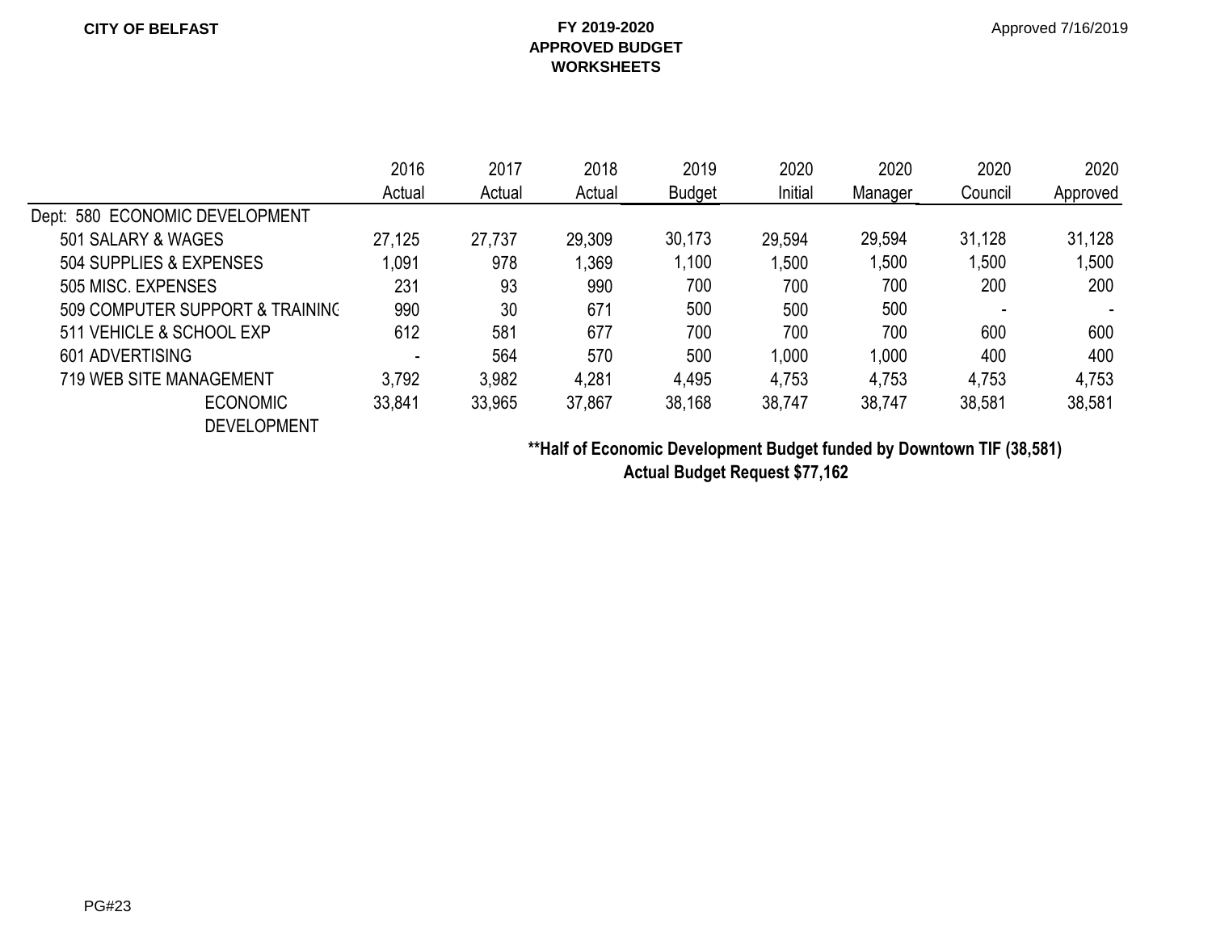**CITY OF BELFAST**

**FY 2019-2020**
**APPROVED BUDGET**
**WORKSHEETS**

Approved 7/16/2019

| | 2016 Actual | 2017 Actual | 2018 Actual | 2019 Budget | 2020 Initial | 2020 Manager | 2020 Council | 2020 Approved |
|---|---|---|---|---|---|---|---|---|
| Dept: 580 ECONOMIC DEVELOPMENT | | | | | | | | |
| 501 SALARY & WAGES | 27,125 | 27,737 | 29,309 | 30,173 | 29,594 | 29,594 | 31,128 | 31,128 |
| 504 SUPPLIES & EXPENSES | 1,091 | 978 | 1,369 | 1,100 | 1,500 | 1,500 | 1,500 | 1,500 |
| 505 MISC. EXPENSES | 231 | 93 | 990 | 700 | 700 | 700 | 200 | 200 |
| 509 COMPUTER SUPPORT & TRAINING | 990 | 30 | 671 | 500 | 500 | 500 | - | - |
| 511 VEHICLE & SCHOOL EXP | 612 | 581 | 677 | 700 | 700 | 700 | 600 | 600 |
| 601 ADVERTISING | - | 564 | 570 | 500 | 1,000 | 1,000 | 400 | 400 |
| 719 WEB SITE MANAGEMENT | 3,792 | 3,982 | 4,281 | 4,495 | 4,753 | 4,753 | 4,753 | 4,753 |
| ECONOMIC DEVELOPMENT | 33,841 | 33,965 | 37,867 | 38,168 | 38,747 | 38,747 | 38,581 | 38,581 |

**\*\*Half of Economic Development Budget funded by Downtown TIF (38,581)**
**Actual Budget Request $77,162**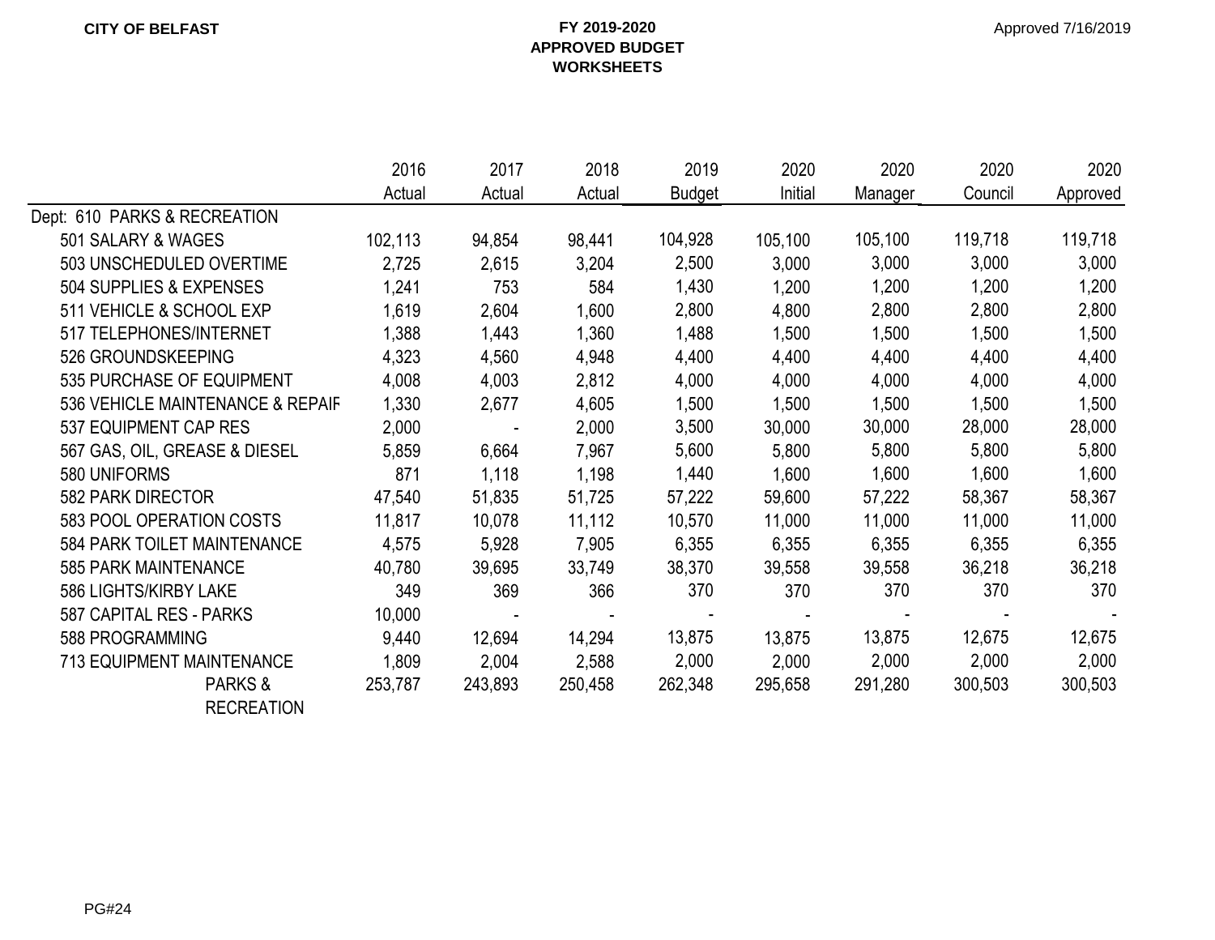**CITY OF BELFAST**

**FY 2019-2020**
**APPROVED BUDGET**
**WORKSHEETS**

Approved 7/16/2019

| | 2016 Actual | 2017 Actual | 2018 Actual | 2019 Budget | 2020 Initial | 2020 Manager | 2020 Council | 2020 Approved |
|---|---|---|---|---|---|---|---|---|
| Dept: 610 PARKS & RECREATION | | | | | | | | |
| 501 SALARY & WAGES | 102,113 | 94,854 | 98,441 | 104,928 | 105,100 | 105,100 | 119,718 | 119,718 |
| 503 UNSCHEDULED OVERTIME | 2,725 | 2,615 | 3,204 | 2,500 | 3,000 | 3,000 | 3,000 | 3,000 |
| 504 SUPPLIES & EXPENSES | 1,241 | 753 | 584 | 1,430 | 1,200 | 1,200 | 1,200 | 1,200 |
| 511 VEHICLE & SCHOOL EXP | 1,619 | 2,604 | 1,600 | 2,800 | 4,800 | 2,800 | 2,800 | 2,800 |
| 517 TELEPHONES/INTERNET | 1,388 | 1,443 | 1,360 | 1,488 | 1,500 | 1,500 | 1,500 | 1,500 |
| 526 GROUNDSKEEPING | 4,323 | 4,560 | 4,948 | 4,400 | 4,400 | 4,400 | 4,400 | 4,400 |
| 535 PURCHASE OF EQUIPMENT | 4,008 | 4,003 | 2,812 | 4,000 | 4,000 | 4,000 | 4,000 | 4,000 |
| 536 VEHICLE MAINTENANCE & REPAIF | 1,330 | 2,677 | 4,605 | 1,500 | 1,500 | 1,500 | 1,500 | 1,500 |
| 537 EQUIPMENT CAP RES | 2,000 | - | 2,000 | 3,500 | 30,000 | 30,000 | 28,000 | 28,000 |
| 567 GAS, OIL, GREASE & DIESEL | 5,859 | 6,664 | 7,967 | 5,600 | 5,800 | 5,800 | 5,800 | 5,800 |
| 580 UNIFORMS | 871 | 1,118 | 1,198 | 1,440 | 1,600 | 1,600 | 1,600 | 1,600 |
| 582 PARK DIRECTOR | 47,540 | 51,835 | 51,725 | 57,222 | 59,600 | 57,222 | 58,367 | 58,367 |
| 583 POOL OPERATION COSTS | 11,817 | 10,078 | 11,112 | 10,570 | 11,000 | 11,000 | 11,000 | 11,000 |
| 584 PARK TOILET MAINTENANCE | 4,575 | 5,928 | 7,905 | 6,355 | 6,355 | 6,355 | 6,355 | 6,355 |
| 585 PARK MAINTENANCE | 40,780 | 39,695 | 33,749 | 38,370 | 39,558 | 39,558 | 36,218 | 36,218 |
| 586 LIGHTS/KIRBY LAKE | 349 | 369 | 366 | 370 | 370 | 370 | 370 | 370 |
| 587 CAPITAL RES - PARKS | 10,000 | - | - | - | - | - | - | - |
| 588 PROGRAMMING | 9,440 | 12,694 | 14,294 | 13,875 | 13,875 | 13,875 | 12,675 | 12,675 |
| 713 EQUIPMENT MAINTENANCE | 1,809 | 2,004 | 2,588 | 2,000 | 2,000 | 2,000 | 2,000 | 2,000 |
| PARKS & RECREATION | 253,787 | 243,893 | 250,458 | 262,348 | 295,658 | 291,280 | 300,503 | 300,503 |

PG#24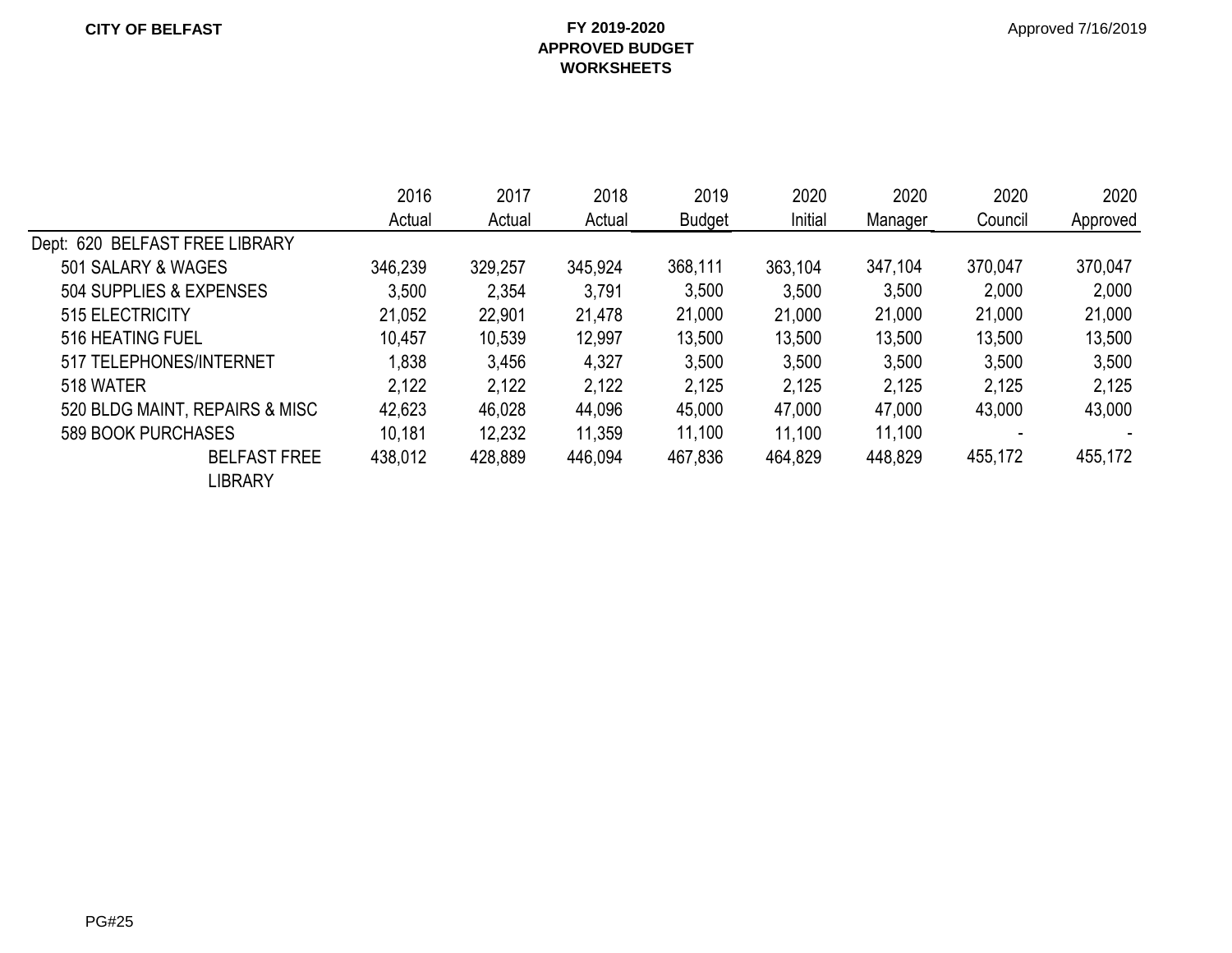**CITY OF BELFAST**

**FY 2019-2020**
**APPROVED BUDGET**
**WORKSHEETS**

Approved 7/16/2019

| | 2016 Actual | 2017 Actual | 2018 Actual | 2019 Budget | 2020 Initial | 2020 Manager | 2020 Council | 2020 Approved |
|---|---|---|---|---|---|---|---|---|
| Dept: 620 BELFAST FREE LIBRARY | | | | | | | | |
| 501 SALARY & WAGES | 346,239 | 329,257 | 345,924 | 368,111 | 363,104 | 347,104 | 370,047 | 370,047 |
| 504 SUPPLIES & EXPENSES | 3,500 | 2,354 | 3,791 | 3,500 | 3,500 | 3,500 | 2,000 | 2,000 |
| 515 ELECTRICITY | 21,052 | 22,901 | 21,478 | 21,000 | 21,000 | 21,000 | 21,000 | 21,000 |
| 516 HEATING FUEL | 10,457 | 10,539 | 12,997 | 13,500 | 13,500 | 13,500 | 13,500 | 13,500 |
| 517 TELEPHONES/INTERNET | 1,838 | 3,456 | 4,327 | 3,500 | 3,500 | 3,500 | 3,500 | 3,500 |
| 518 WATER | 2,122 | 2,122 | 2,122 | 2,125 | 2,125 | 2,125 | 2,125 | 2,125 |
| 520 BLDG MAINT, REPAIRS & MISC | 42,623 | 46,028 | 44,096 | 45,000 | 47,000 | 47,000 | 43,000 | 43,000 |
| 589 BOOK PURCHASES | 10,181 | 12,232 | 11,359 | 11,100 | 11,100 | 11,100 | - | - |
| BELFAST FREE LIBRARY | 438,012 | 428,889 | 446,094 | 467,836 | 464,829 | 448,829 | 455,172 | 455,172 |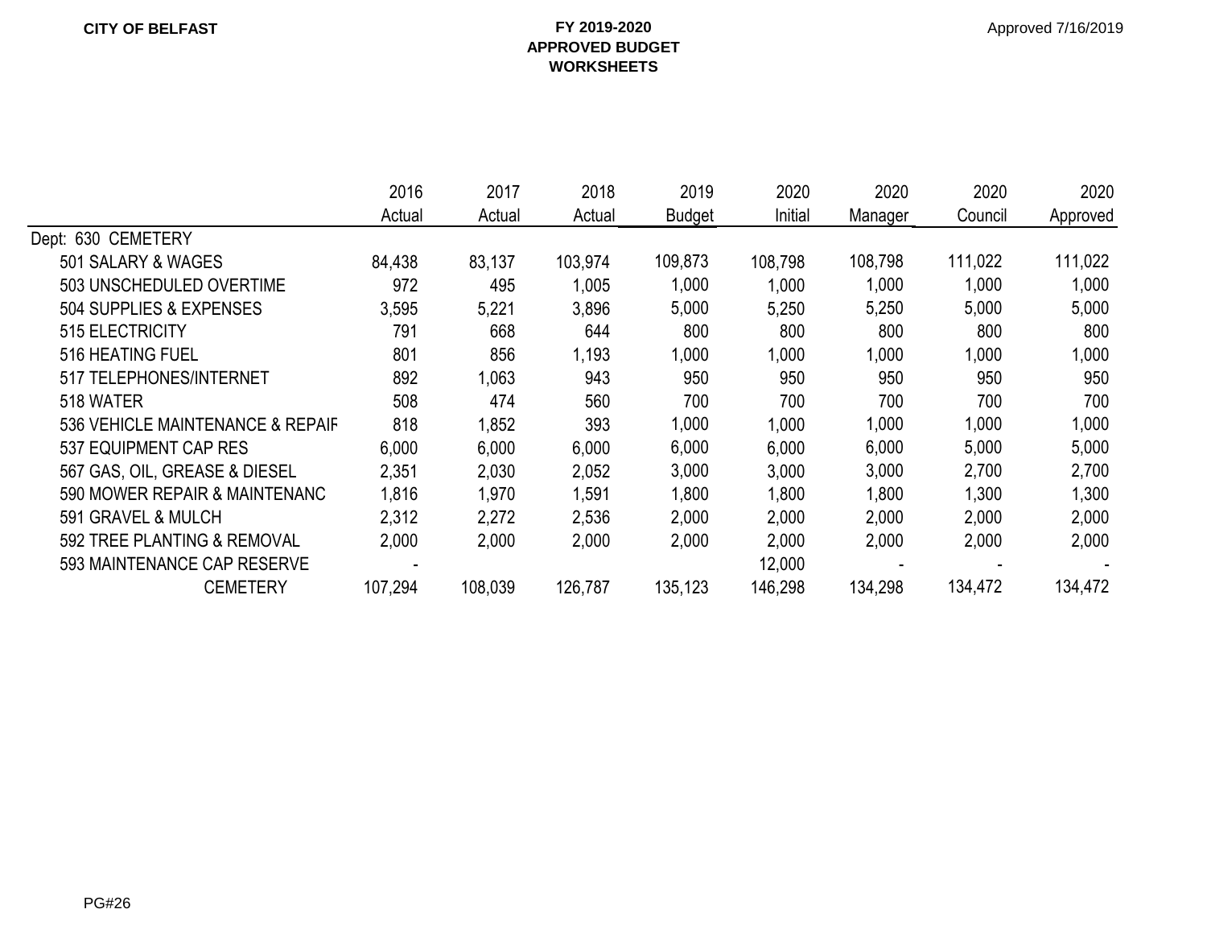**CITY OF BELFAST**

**FY 2019-2020**
**APPROVED BUDGET**
**WORKSHEETS**

Approved 7/16/2019

| | 2016 Actual | 2017 Actual | 2018 Actual | 2019 Budget | 2020 Initial | 2020 Manager | 2020 Council | 2020 Approved |
|---|---|---|---|---|---|---|---|---|
| Dept: 630 CEMETERY | | | | | | | | |
| 501 SALARY & WAGES | 84,438 | 83,137 | 103,974 | 109,873 | 108,798 | 108,798 | 111,022 | 111,022 |
| 503 UNSCHEDULED OVERTIME | 972 | 495 | 1,005 | 1,000 | 1,000 | 1,000 | 1,000 | 1,000 |
| 504 SUPPLIES & EXPENSES | 3,595 | 5,221 | 3,896 | 5,000 | 5,250 | 5,250 | 5,000 | 5,000 |
| 515 ELECTRICITY | 791 | 668 | 644 | 800 | 800 | 800 | 800 | 800 |
| 516 HEATING FUEL | 801 | 856 | 1,193 | 1,000 | 1,000 | 1,000 | 1,000 | 1,000 |
| 517 TELEPHONES/INTERNET | 892 | 1,063 | 943 | 950 | 950 | 950 | 950 | 950 |
| 518 WATER | 508 | 474 | 560 | 700 | 700 | 700 | 700 | 700 |
| 536 VEHICLE MAINTENANCE & REPAIR | 818 | 1,852 | 393 | 1,000 | 1,000 | 1,000 | 1,000 | 1,000 |
| 537 EQUIPMENT CAP RES | 6,000 | 6,000 | 6,000 | 6,000 | 6,000 | 6,000 | 5,000 | 5,000 |
| 567 GAS, OIL, GREASE & DIESEL | 2,351 | 2,030 | 2,052 | 3,000 | 3,000 | 3,000 | 2,700 | 2,700 |
| 590 MOWER REPAIR & MAINTENANC | 1,816 | 1,970 | 1,591 | 1,800 | 1,800 | 1,800 | 1,300 | 1,300 |
| 591 GRAVEL & MULCH | 2,312 | 2,272 | 2,536 | 2,000 | 2,000 | 2,000 | 2,000 | 2,000 |
| 592 TREE PLANTING & REMOVAL | 2,000 | 2,000 | 2,000 | 2,000 | 2,000 | 2,000 | 2,000 | 2,000 |
| 593 MAINTENANCE CAP RESERVE | - | | | | 12,000 | - | - | - |
| CEMETERY | 107,294 | 108,039 | 126,787 | 135,123 | 146,298 | 134,298 | 134,472 | 134,472 |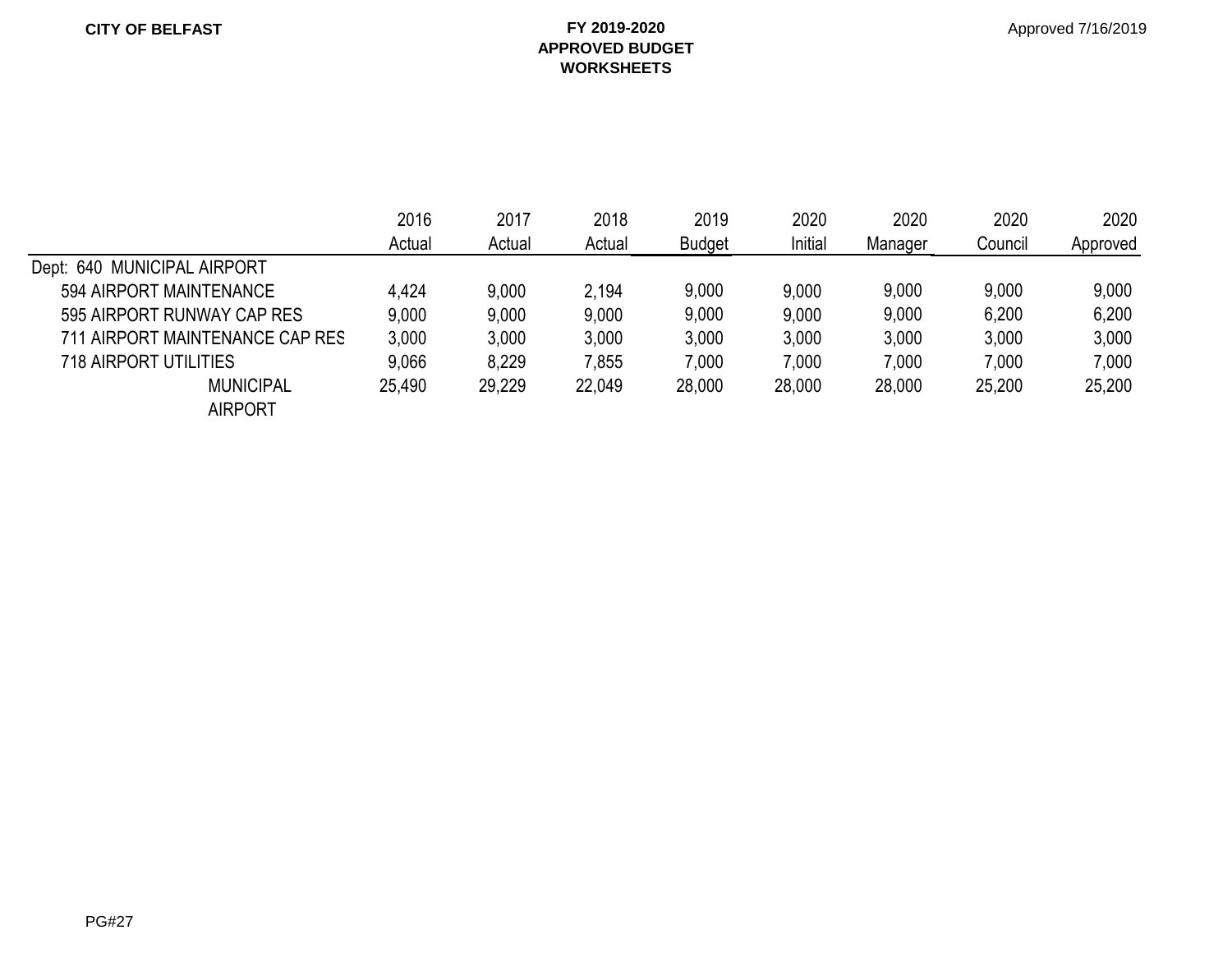**CITY OF BELFAST**

**FY 2019-2020**
**APPROVED BUDGET**
**WORKSHEETS**

Approved 7/16/2019

| | 2016 Actual | 2017 Actual | 2018 Actual | 2019 Budget | 2020 Initial | 2020 Manager | 2020 Council | 2020 Approved |
|---|---|---|---|---|---|---|---|---|
| Dept: 640 MUNICIPAL AIRPORT | | | | | | | | |
| 594 AIRPORT MAINTENANCE | 4,424 | 9,000 | 2,194 | 9,000 | 9,000 | 9,000 | 9,000 | 9,000 |
| 595 AIRPORT RUNWAY CAP RES | 9,000 | 9,000 | 9,000 | 9,000 | 9,000 | 9,000 | 6,200 | 6,200 |
| 711 AIRPORT MAINTENANCE CAP RES | 3,000 | 3,000 | 3,000 | 3,000 | 3,000 | 3,000 | 3,000 | 3,000 |
| 718 AIRPORT UTILITIES | 9,066 | 8,229 | 7,855 | 7,000 | 7,000 | 7,000 | 7,000 | 7,000 |
| MUNICIPAL AIRPORT | 25,490 | 29,229 | 22,049 | 28,000 | 28,000 | 28,000 | 25,200 | 25,200 |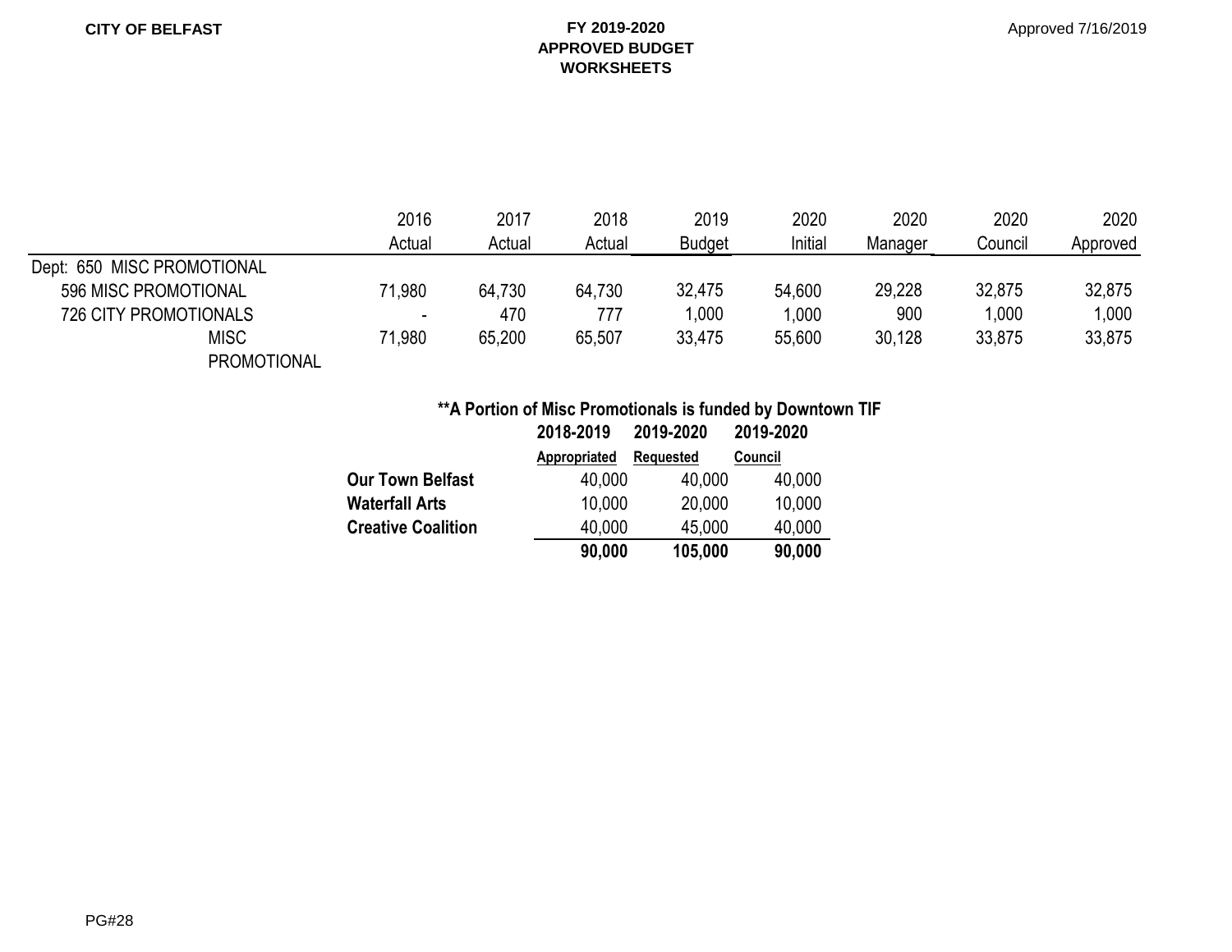CITY OF BELFAST

**FY 2019-2020**
**APPROVED BUDGET**
**WORKSHEETS**

Approved 7/16/2019

| | 2016 Actual | 2017 Actual | 2018 Actual | 2019 Budget | 2020 Initial | 2020 Manager | 2020 Council | 2020 Approved |
|---|---|---|---|---|---|---|---|---|
| Dept: 650 MISC PROMOTIONAL | | | | | | | | |
| 596 MISC PROMOTIONAL | 71,980 | 64,730 | 64,730 | 32,475 | 54,600 | 29,228 | 32,875 | 32,875 |
| 726 CITY PROMOTIONALS | - | 470 | 777 | 1,000 | 1,000 | 900 | 1,000 | 1,000 |
| MISC PROMOTIONAL | 71,980 | 65,200 | 65,507 | 33,475 | 55,600 | 30,128 | 33,875 | 33,875 |

**\*\*A Portion of Misc Promotionals is funded by Downtown TIF**

| | 2018-2019 Appropriated | 2019-2020 Requested | 2019-2020 Council |
|---|---|---|---|
| **Our Town Belfast** | 40,000 | 40,000 | 40,000 |
| **Waterfall Arts** | 10,000 | 20,000 | 10,000 |
| **Creative Coalition** | 40,000 | 45,000 | 40,000 |
| | **90,000** | **105,000** | **90,000** |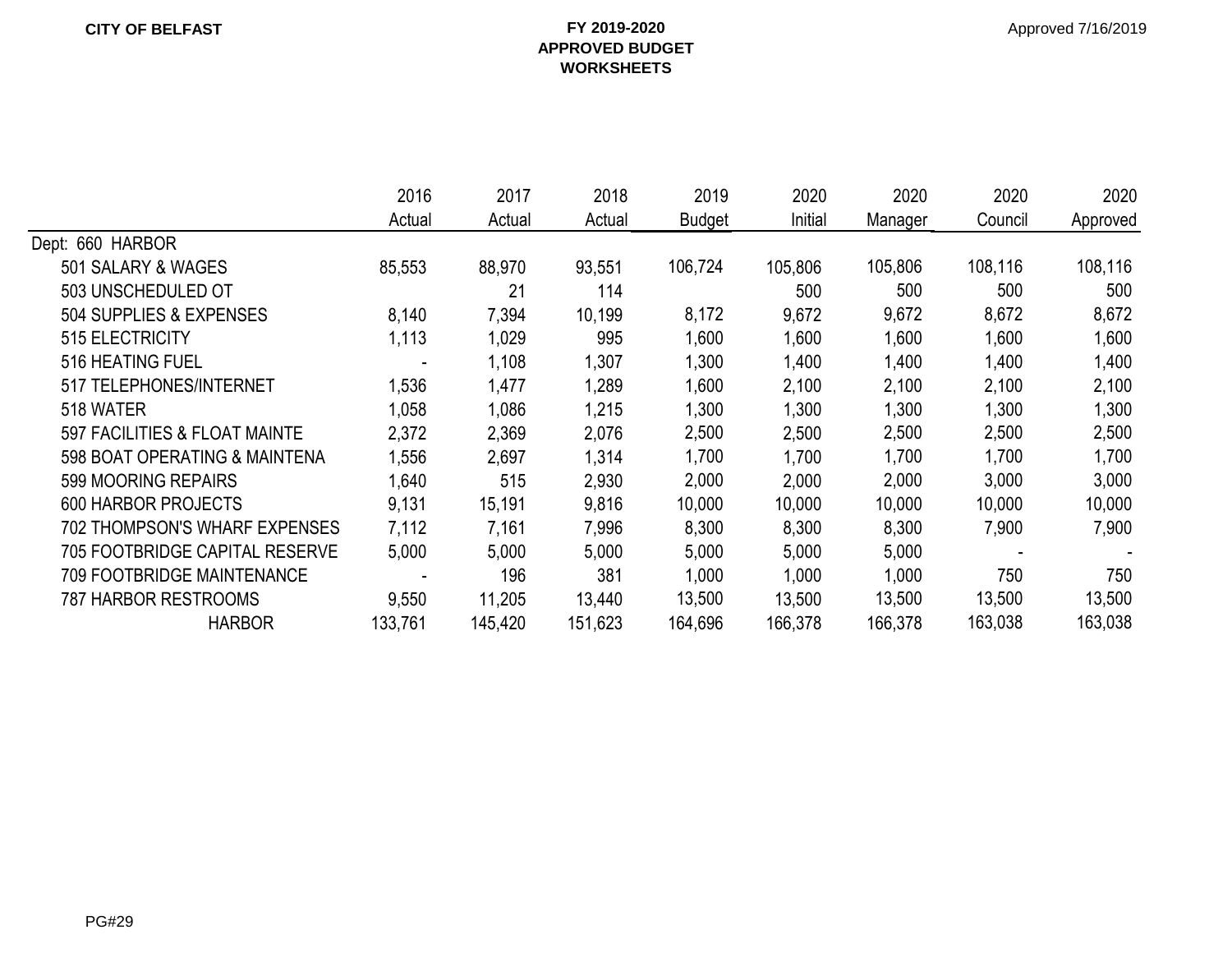**CITY OF BELFAST**

**FY 2019-2020**
**APPROVED BUDGET**
**WORKSHEETS**

Approved 7/16/2019

| | 2016 Actual | 2017 Actual | 2018 Actual | 2019 Budget | 2020 Initial | 2020 Manager | 2020 Council | 2020 Approved |
|---|---|---|---|---|---|---|---|---|
| Dept: 660 HARBOR | | | | | | | | |
| 501 SALARY & WAGES | 85,553 | 88,970 | 93,551 | 106,724 | 105,806 | 105,806 | 108,116 | 108,116 |
| 503 UNSCHEDULED OT | | 21 | 114 | | 500 | 500 | 500 | 500 |
| 504 SUPPLIES & EXPENSES | 8,140 | 7,394 | 10,199 | 8,172 | 9,672 | 9,672 | 8,672 | 8,672 |
| 515 ELECTRICITY | 1,113 | 1,029 | 995 | 1,600 | 1,600 | 1,600 | 1,600 | 1,600 |
| 516 HEATING FUEL | - | 1,108 | 1,307 | 1,300 | 1,400 | 1,400 | 1,400 | 1,400 |
| 517 TELEPHONES/INTERNET | 1,536 | 1,477 | 1,289 | 1,600 | 2,100 | 2,100 | 2,100 | 2,100 |
| 518 WATER | 1,058 | 1,086 | 1,215 | 1,300 | 1,300 | 1,300 | 1,300 | 1,300 |
| 597 FACILITIES & FLOAT MAINTE | 2,372 | 2,369 | 2,076 | 2,500 | 2,500 | 2,500 | 2,500 | 2,500 |
| 598 BOAT OPERATING & MAINTENA | 1,556 | 2,697 | 1,314 | 1,700 | 1,700 | 1,700 | 1,700 | 1,700 |
| 599 MOORING REPAIRS | 1,640 | 515 | 2,930 | 2,000 | 2,000 | 2,000 | 3,000 | 3,000 |
| 600 HARBOR PROJECTS | 9,131 | 15,191 | 9,816 | 10,000 | 10,000 | 10,000 | 10,000 | 10,000 |
| 702 THOMPSON'S WHARF EXPENSES | 7,112 | 7,161 | 7,996 | 8,300 | 8,300 | 8,300 | 7,900 | 7,900 |
| 705 FOOTBRIDGE CAPITAL RESERVE | 5,000 | 5,000 | 5,000 | 5,000 | 5,000 | 5,000 | - | - |
| 709 FOOTBRIDGE MAINTENANCE | - | 196 | 381 | 1,000 | 1,000 | 1,000 | 750 | 750 |
| 787 HARBOR RESTROOMS | 9,550 | 11,205 | 13,440 | 13,500 | 13,500 | 13,500 | 13,500 | 13,500 |
| HARBOR | 133,761 | 145,420 | 151,623 | 164,696 | 166,378 | 166,378 | 163,038 | 163,038 |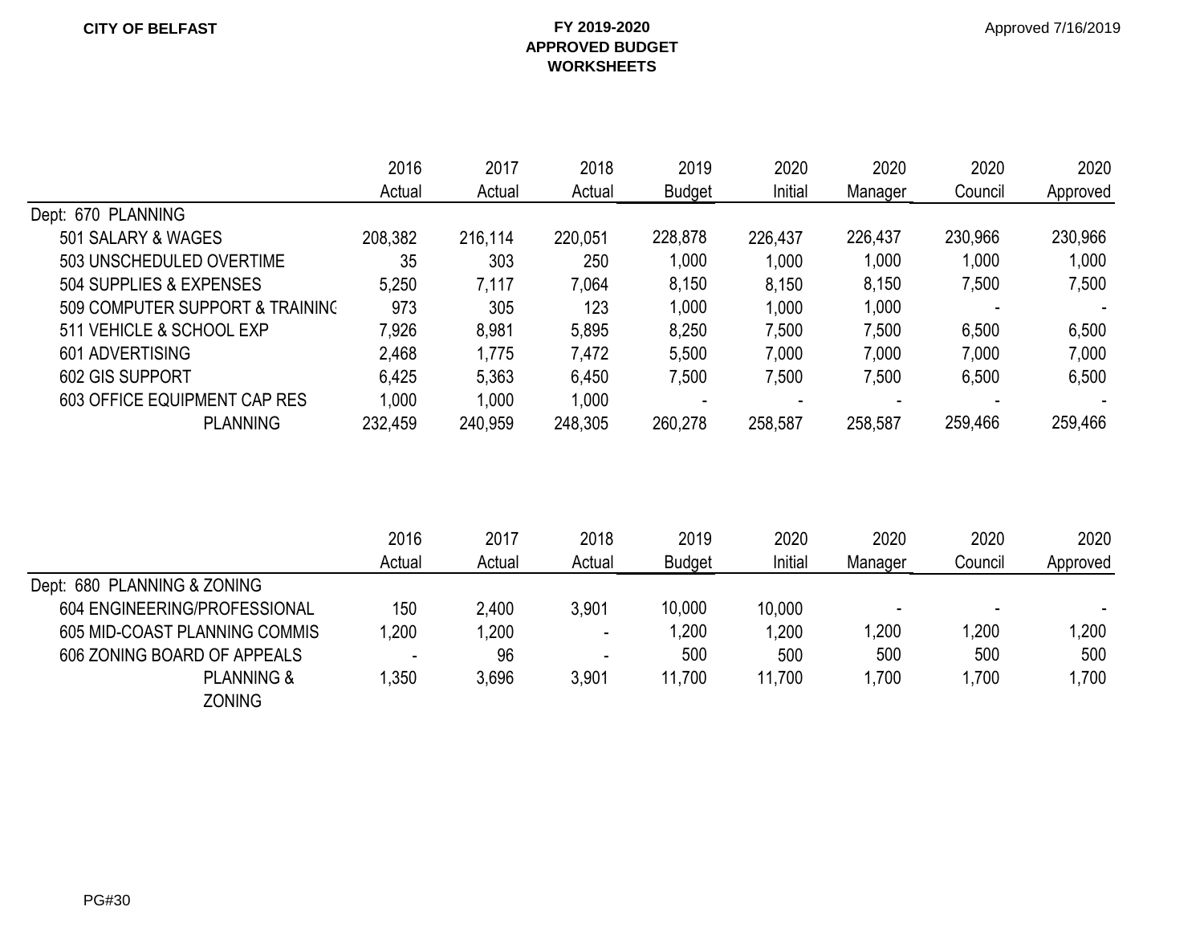CITY OF BELFAST

**FY 2019-2020**
**APPROVED BUDGET**
**WORKSHEETS**

Approved 7/16/2019

| | 2016 Actual | 2017 Actual | 2018 Actual | 2019 Budget | 2020 Initial | 2020 Manager | 2020 Council | 2020 Approved |
|---|---|---|---|---|---|---|---|---|
| Dept: 670 PLANNING | | | | | | | | |
| 501 SALARY & WAGES | 208,382 | 216,114 | 220,051 | 228,878 | 226,437 | 226,437 | 230,966 | 230,966 |
| 503 UNSCHEDULED OVERTIME | 35 | 303 | 250 | 1,000 | 1,000 | 1,000 | 1,000 | 1,000 |
| 504 SUPPLIES & EXPENSES | 5,250 | 7,117 | 7,064 | 8,150 | 8,150 | 8,150 | 7,500 | 7,500 |
| 509 COMPUTER SUPPORT & TRAINING | 973 | 305 | 123 | 1,000 | 1,000 | 1,000 | - | - |
| 511 VEHICLE & SCHOOL EXP | 7,926 | 8,981 | 5,895 | 8,250 | 7,500 | 7,500 | 6,500 | 6,500 |
| 601 ADVERTISING | 2,468 | 1,775 | 7,472 | 5,500 | 7,000 | 7,000 | 7,000 | 7,000 |
| 602 GIS SUPPORT | 6,425 | 5,363 | 6,450 | 7,500 | 7,500 | 7,500 | 6,500 | 6,500 |
| 603 OFFICE EQUIPMENT CAP RES | 1,000 | 1,000 | 1,000 | - | - | - | - | - |
| PLANNING | 232,459 | 240,959 | 248,305 | 260,278 | 258,587 | 258,587 | 259,466 | 259,466 |

| | 2016 Actual | 2017 Actual | 2018 Actual | 2019 Budget | 2020 Initial | 2020 Manager | 2020 Council | 2020 Approved |
|---|---|---|---|---|---|---|---|---|
| Dept: 680 PLANNING & ZONING | | | | | | | | |
| 604 ENGINEERING/PROFESSIONAL | 150 | 2,400 | 3,901 | 10,000 | 10,000 | - | - | - |
| 605 MID-COAST PLANNING COMMIS | 1,200 | 1,200 | - | 1,200 | 1,200 | 1,200 | 1,200 | 1,200 |
| 606 ZONING BOARD OF APPEALS | - | 96 | - | 500 | 500 | 500 | 500 | 500 |
| PLANNING & ZONING | 1,350 | 3,696 | 3,901 | 11,700 | 11,700 | 1,700 | 1,700 | 1,700 |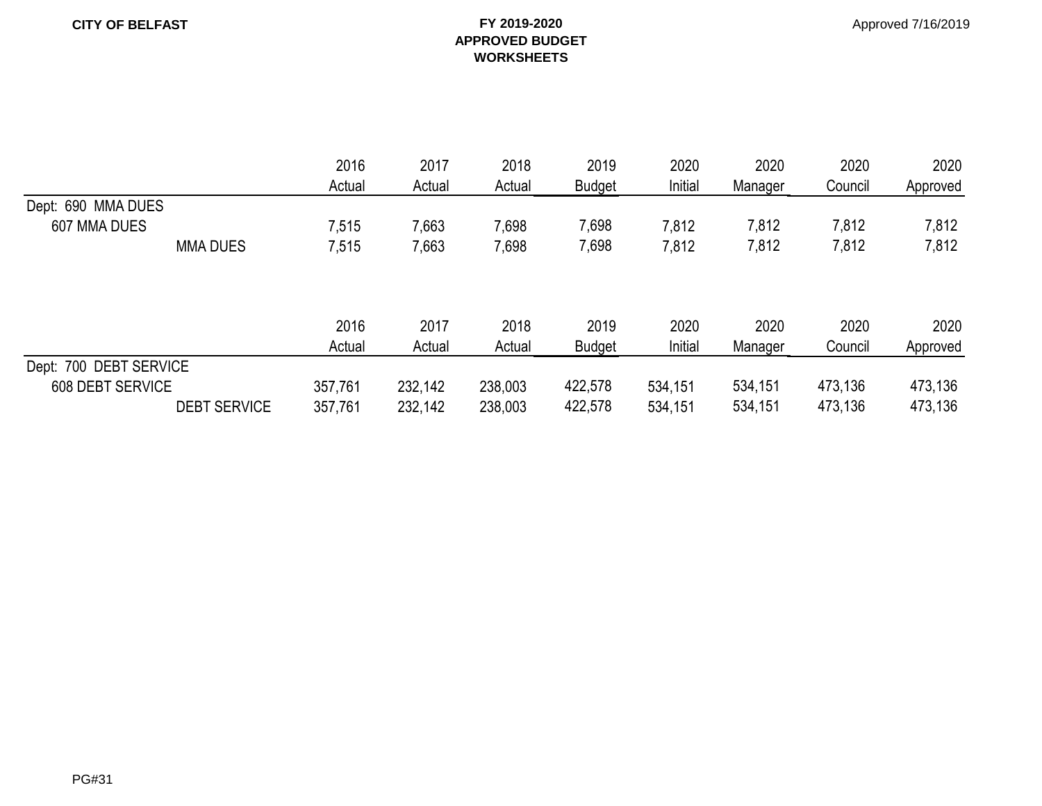**CITY OF BELFAST**

**FY 2019-2020**
**APPROVED BUDGET**
**WORKSHEETS**

Approved 7/16/2019

| | 2016 Actual | 2017 Actual | 2018 Actual | 2019 Budget | 2020 Initial | 2020 Manager | 2020 Council | 2020 Approved |
|---|---|---|---|---|---|---|---|---|
| Dept: 690 MMA DUES | | | | | | | | |
| 607 MMA DUES | 7,515 | 7,663 | 7,698 | 7,698 | 7,812 | 7,812 | 7,812 | 7,812 |
| MMA DUES | 7,515 | 7,663 | 7,698 | 7,698 | 7,812 | 7,812 | 7,812 | 7,812 |

| | 2016 Actual | 2017 Actual | 2018 Actual | 2019 Budget | 2020 Initial | 2020 Manager | 2020 Council | 2020 Approved |
|---|---|---|---|---|---|---|---|---|
| Dept: 700 DEBT SERVICE | | | | | | | | |
| 608 DEBT SERVICE | 357,761 | 232,142 | 238,003 | 422,578 | 534,151 | 534,151 | 473,136 | 473,136 |
| DEBT SERVICE | 357,761 | 232,142 | 238,003 | 422,578 | 534,151 | 534,151 | 473,136 | 473,136 |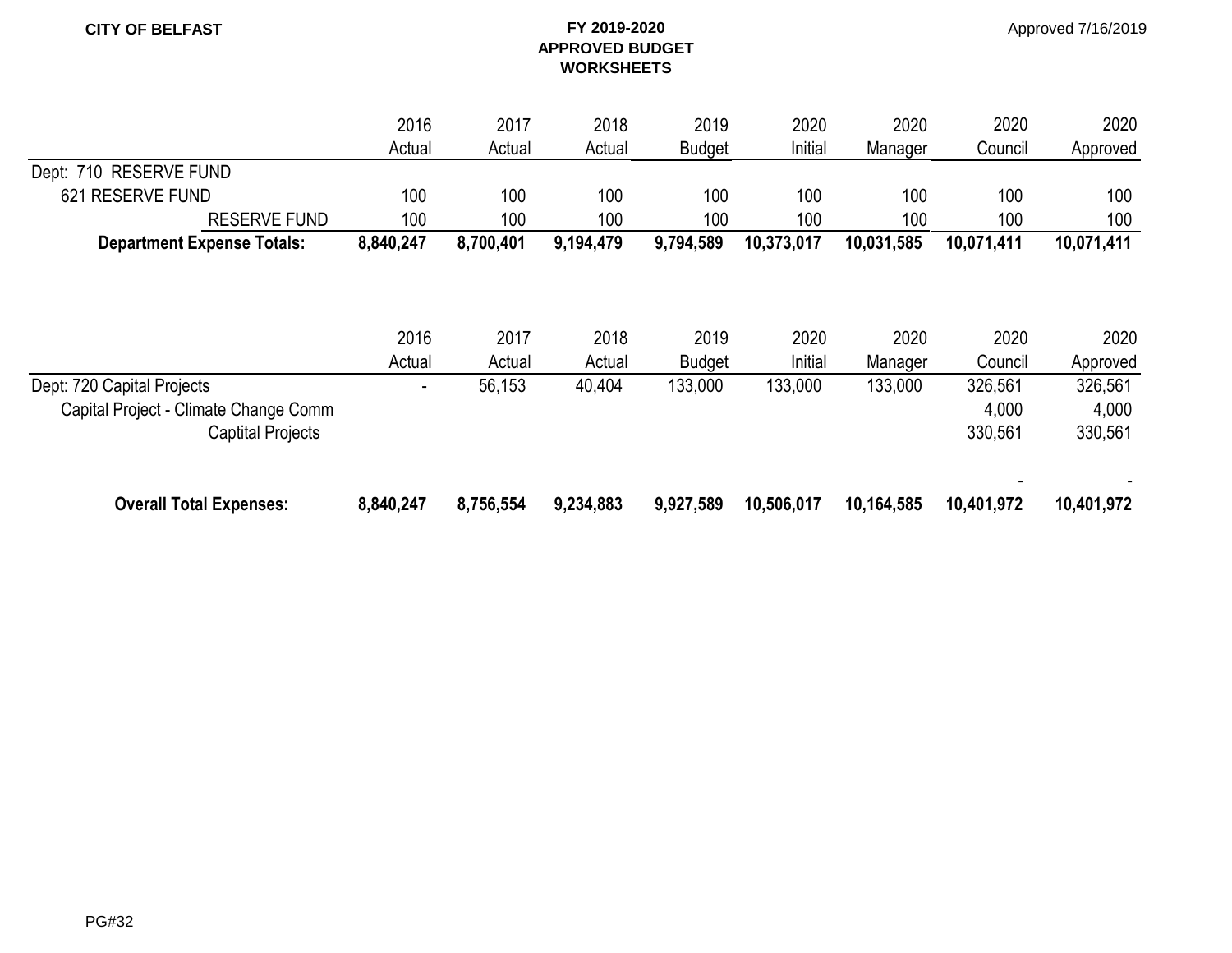**CITY OF BELFAST**

**FY 2019-2020**
**APPROVED BUDGET**
**WORKSHEETS**

Approved 7/16/2019

| | 2016 Actual | 2017 Actual | 2018 Actual | 2019 Budget | 2020 Initial | 2020 Manager | 2020 Council | 2020 Approved |
|---|---|---|---|---|---|---|---|---|
| Dept: 710 RESERVE FUND | | | | | | | | |
| 621 RESERVE FUND | 100 | 100 | 100 | 100 | 100 | 100 | 100 | 100 |
| RESERVE FUND | 100 | 100 | 100 | 100 | 100 | 100 | 100 | 100 |
| **Department Expense Totals:** | **8,840,247** | **8,700,401** | **9,194,479** | **9,794,589** | **10,373,017** | **10,031,585** | **10,071,411** | **10,071,411** |

| | 2016 Actual | 2017 Actual | 2018 Actual | 2019 Budget | 2020 Initial | 2020 Manager | 2020 Council | 2020 Approved |
|---|---|---|---|---|---|---|---|---|
| Dept: 720 Capital Projects | - | 56,153 | 40,404 | 133,000 | 133,000 | 133,000 | 326,561 | 326,561 |
| Capital Project - Climate Change Comm | | | | | | | 4,000 | 4,000 |
| Captital Projects | | | | | | | 330,561 | 330,561 |
| | | | | | | | - | - |
| **Overall Total Expenses:** | **8,840,247** | **8,756,554** | **9,234,883** | **9,927,589** | **10,506,017** | **10,164,585** | **10,401,972** | **10,401,972** |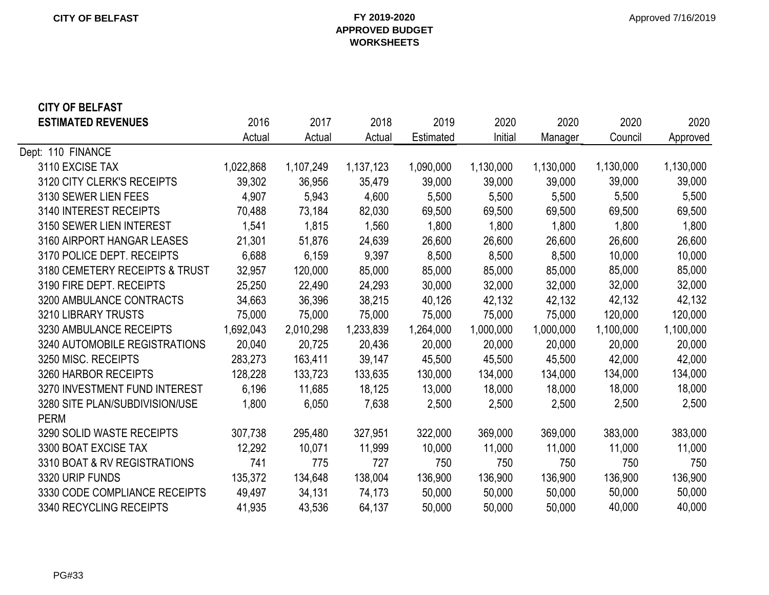**CITY OF BELFAST**

**FY 2019-2020**
**APPROVED BUDGET**
**WORKSHEETS**

Approved 7/16/2019

| **CITY OF BELFAST ESTIMATED REVENUES** | 2016 Actual | 2017 Actual | 2018 Actual | 2019 Estimated | 2020 Initial | 2020 Manager | 2020 Council | 2020 Approved |
|---|---|---|---|---|---|---|---|---|
| Dept: 110 FINANCE | | | | | | | | |
| 3110 EXCISE TAX | 1,022,868 | 1,107,249 | 1,137,123 | 1,090,000 | 1,130,000 | 1,130,000 | 1,130,000 | 1,130,000 |
| 3120 CITY CLERK'S RECEIPTS | 39,302 | 36,956 | 35,479 | 39,000 | 39,000 | 39,000 | 39,000 | 39,000 |
| 3130 SEWER LIEN FEES | 4,907 | 5,943 | 4,600 | 5,500 | 5,500 | 5,500 | 5,500 | 5,500 |
| 3140 INTEREST RECEIPTS | 70,488 | 73,184 | 82,030 | 69,500 | 69,500 | 69,500 | 69,500 | 69,500 |
| 3150 SEWER LIEN INTEREST | 1,541 | 1,815 | 1,560 | 1,800 | 1,800 | 1,800 | 1,800 | 1,800 |
| 3160 AIRPORT HANGAR LEASES | 21,301 | 51,876 | 24,639 | 26,600 | 26,600 | 26,600 | 26,600 | 26,600 |
| 3170 POLICE DEPT. RECEIPTS | 6,688 | 6,159 | 9,397 | 8,500 | 8,500 | 8,500 | 10,000 | 10,000 |
| 3180 CEMETERY RECEIPTS & TRUST | 32,957 | 120,000 | 85,000 | 85,000 | 85,000 | 85,000 | 85,000 | 85,000 |
| 3190 FIRE DEPT. RECEIPTS | 25,250 | 22,490 | 24,293 | 30,000 | 32,000 | 32,000 | 32,000 | 32,000 |
| 3200 AMBULANCE CONTRACTS | 34,663 | 36,396 | 38,215 | 40,126 | 42,132 | 42,132 | 42,132 | 42,132 |
| 3210 LIBRARY TRUSTS | 75,000 | 75,000 | 75,000 | 75,000 | 75,000 | 75,000 | 120,000 | 120,000 |
| 3230 AMBULANCE RECEIPTS | 1,692,043 | 2,010,298 | 1,233,839 | 1,264,000 | 1,000,000 | 1,000,000 | 1,100,000 | 1,100,000 |
| 3240 AUTOMOBILE REGISTRATIONS | 20,040 | 20,725 | 20,436 | 20,000 | 20,000 | 20,000 | 20,000 | 20,000 |
| 3250 MISC. RECEIPTS | 283,273 | 163,411 | 39,147 | 45,500 | 45,500 | 45,500 | 42,000 | 42,000 |
| 3260 HARBOR RECEIPTS | 128,228 | 133,723 | 133,635 | 130,000 | 134,000 | 134,000 | 134,000 | 134,000 |
| 3270 INVESTMENT FUND INTEREST | 6,196 | 11,685 | 18,125 | 13,000 | 18,000 | 18,000 | 18,000 | 18,000 |
| 3280 SITE PLAN/SUBDIVISION/USE PERM | 1,800 | 6,050 | 7,638 | 2,500 | 2,500 | 2,500 | 2,500 | 2,500 |
| 3290 SOLID WASTE RECEIPTS | 307,738 | 295,480 | 327,951 | 322,000 | 369,000 | 369,000 | 383,000 | 383,000 |
| 3300 BOAT EXCISE TAX | 12,292 | 10,071 | 11,999 | 10,000 | 11,000 | 11,000 | 11,000 | 11,000 |
| 3310 BOAT & RV REGISTRATIONS | 741 | 775 | 727 | 750 | 750 | 750 | 750 | 750 |
| 3320 URIP FUNDS | 135,372 | 134,648 | 138,004 | 136,900 | 136,900 | 136,900 | 136,900 | 136,900 |
| 3330 CODE COMPLIANCE RECEIPTS | 49,497 | 34,131 | 74,173 | 50,000 | 50,000 | 50,000 | 50,000 | 50,000 |
| 3340 RECYCLING RECEIPTS | 41,935 | 43,536 | 64,137 | 50,000 | 50,000 | 50,000 | 40,000 | 40,000 |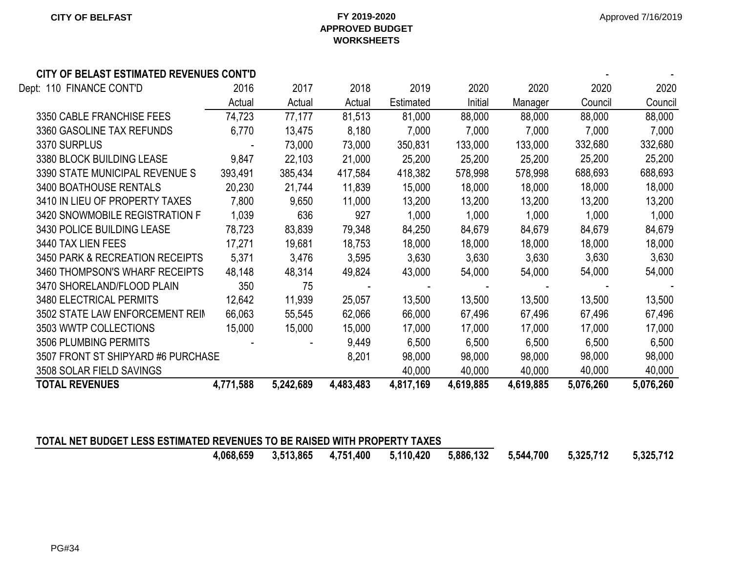CITY OF BELFAST

FY 2019-2020
APPROVED BUDGET
WORKSHEETS

Approved 7/16/2019

**CITY OF BELAST ESTIMATED REVENUES CONT'D**

| Dept: 110 FINANCE CONT'D | 2016 Actual | 2017 Actual | 2018 Actual | 2019 Estimated | 2020 Initial | 2020 Manager | 2020 Council | 2020 Council |
|---|---|---|---|---|---|---|---|---|
| | | | | | | | - | - |
| 3350 CABLE FRANCHISE FEES | 74,723 | 77,177 | 81,513 | 81,000 | 88,000 | 88,000 | 88,000 | 88,000 |
| 3360 GASOLINE TAX REFUNDS | 6,770 | 13,475 | 8,180 | 7,000 | 7,000 | 7,000 | 7,000 | 7,000 |
| 3370 SURPLUS | - | 73,000 | 73,000 | 350,831 | 133,000 | 133,000 | 332,680 | 332,680 |
| 3380 BLOCK BUILDING LEASE | 9,847 | 22,103 | 21,000 | 25,200 | 25,200 | 25,200 | 25,200 | 25,200 |
| 3390 STATE MUNICIPAL REVENUE S | 393,491 | 385,434 | 417,584 | 418,382 | 578,998 | 578,998 | 688,693 | 688,693 |
| 3400 BOATHOUSE RENTALS | 20,230 | 21,744 | 11,839 | 15,000 | 18,000 | 18,000 | 18,000 | 18,000 |
| 3410 IN LIEU OF PROPERTY TAXES | 7,800 | 9,650 | 11,000 | 13,200 | 13,200 | 13,200 | 13,200 | 13,200 |
| 3420 SNOWMOBILE REGISTRATION F | 1,039 | 636 | 927 | 1,000 | 1,000 | 1,000 | 1,000 | 1,000 |
| 3430 POLICE BUILDING LEASE | 78,723 | 83,839 | 79,348 | 84,250 | 84,679 | 84,679 | 84,679 | 84,679 |
| 3440 TAX LIEN FEES | 17,271 | 19,681 | 18,753 | 18,000 | 18,000 | 18,000 | 18,000 | 18,000 |
| 3450 PARK & RECREATION RECEIPTS | 5,371 | 3,476 | 3,595 | 3,630 | 3,630 | 3,630 | 3,630 | 3,630 |
| 3460 THOMPSON'S WHARF RECEIPTS | 48,148 | 48,314 | 49,824 | 43,000 | 54,000 | 54,000 | 54,000 | 54,000 |
| 3470 SHORELAND/FLOOD PLAIN | 350 | 75 | - | - | - | - | - | - |
| 3480 ELECTRICAL PERMITS | 12,642 | 11,939 | 25,057 | 13,500 | 13,500 | 13,500 | 13,500 | 13,500 |
| 3502 STATE LAW ENFORCEMENT REIN | 66,063 | 55,545 | 62,066 | 66,000 | 67,496 | 67,496 | 67,496 | 67,496 |
| 3503 WWTP COLLECTIONS | 15,000 | 15,000 | 15,000 | 17,000 | 17,000 | 17,000 | 17,000 | 17,000 |
| 3506 PLUMBING PERMITS | - | - | 9,449 | 6,500 | 6,500 | 6,500 | 6,500 | 6,500 |
| 3507 FRONT ST SHIPYARD #6 PURCHASE | | | 8,201 | 98,000 | 98,000 | 98,000 | 98,000 | 98,000 |
| 3508 SOLAR FIELD SAVINGS | | | | 40,000 | 40,000 | 40,000 | 40,000 | 40,000 |
| **TOTAL REVENUES** | **4,771,588** | **5,242,689** | **4,483,483** | **4,817,169** | **4,619,885** | **4,619,885** | **5,076,260** | **5,076,260** |

**TOTAL NET BUDGET LESS ESTIMATED REVENUES TO BE RAISED WITH PROPERTY TAXES**

| | | | | | | | |
|---|---|---|---|---|---|---|---|
| **4,068,659** | **3,513,865** | **4,751,400** | **5,110,420** | **5,886,132** | **5,544,700** | **5,325,712** | **5,325,712** |

PG#34